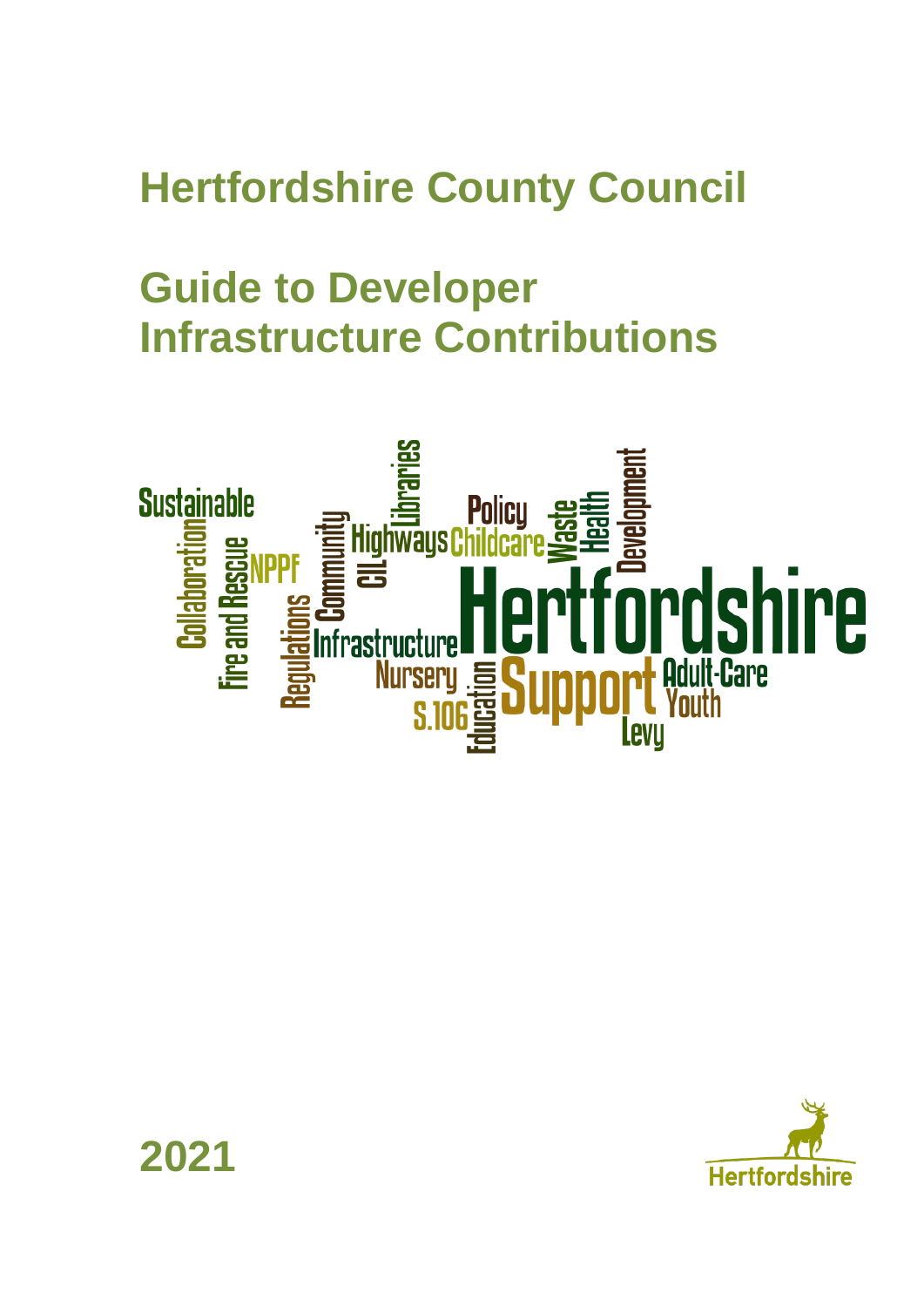# Hertfordshire County Council

# Guide to Developer Infrastructure Contributions

2021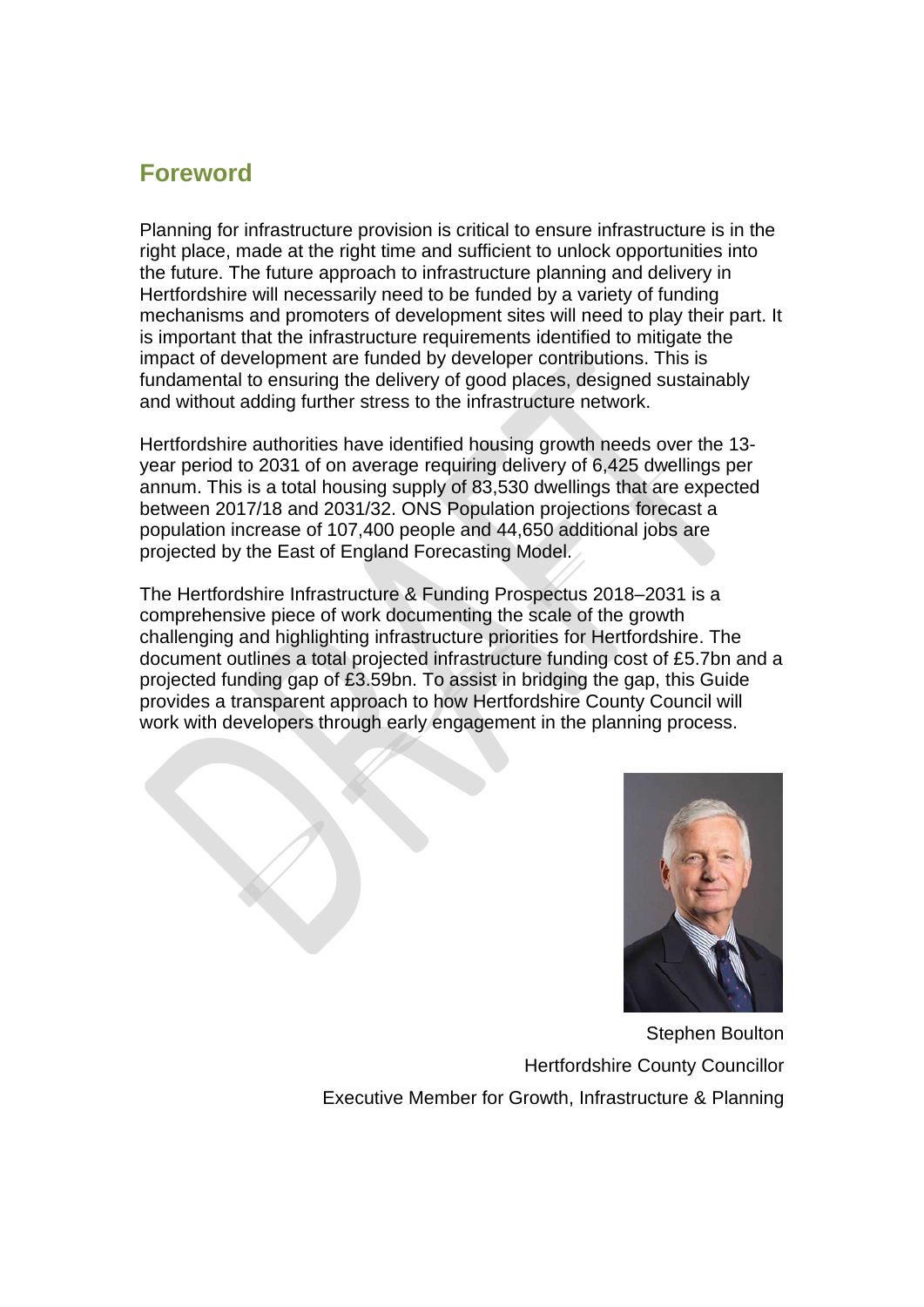## Foreword

Planning for infrastructure provision is critical to ensure infrastructure is in the right place, made at the right time and sufficient to unlock opportunities into the future. The future approach to infrastructure planning and delivery in Hertfordshire will necessarily need to be funded by a variety of funding mechanisms and promoters of development sites will need to play their part. It is important that the infrastructure requirements identified to mitigate the impact of development are funded by developer contributions. This is fundamental to ensuring the delivery of good places, designed sustainably and without adding further stress to the infrastructure network.

Hertfordshire authorities have identified housing growth needs over the 13-year period to 2031 of on average requiring delivery of 6,425 dwellings per annum. This is a total housing supply of 83,530 dwellings that are expected between 2017/18 and 2031/32. ONS Population projections forecast a population increase of 107,400 people and 44,650 additional jobs are projected by the East of England Forecasting Model.

The Hertfordshire Infrastructure & Funding Prospectus 2018–2031 is a comprehensive piece of work documenting the scale of the growth challenging and highlighting infrastructure priorities for Hertfordshire. The document outlines a total projected infrastructure funding cost of £5.7bn and a projected funding gap of £3.59bn. To assist in bridging the gap, this Guide provides a transparent approach to how Hertfordshire County Council will work with developers through early engagement in the planning process.

Stephen Boulton

Hertfordshire County Councillor

Executive Member for Growth, Infrastructure & Planning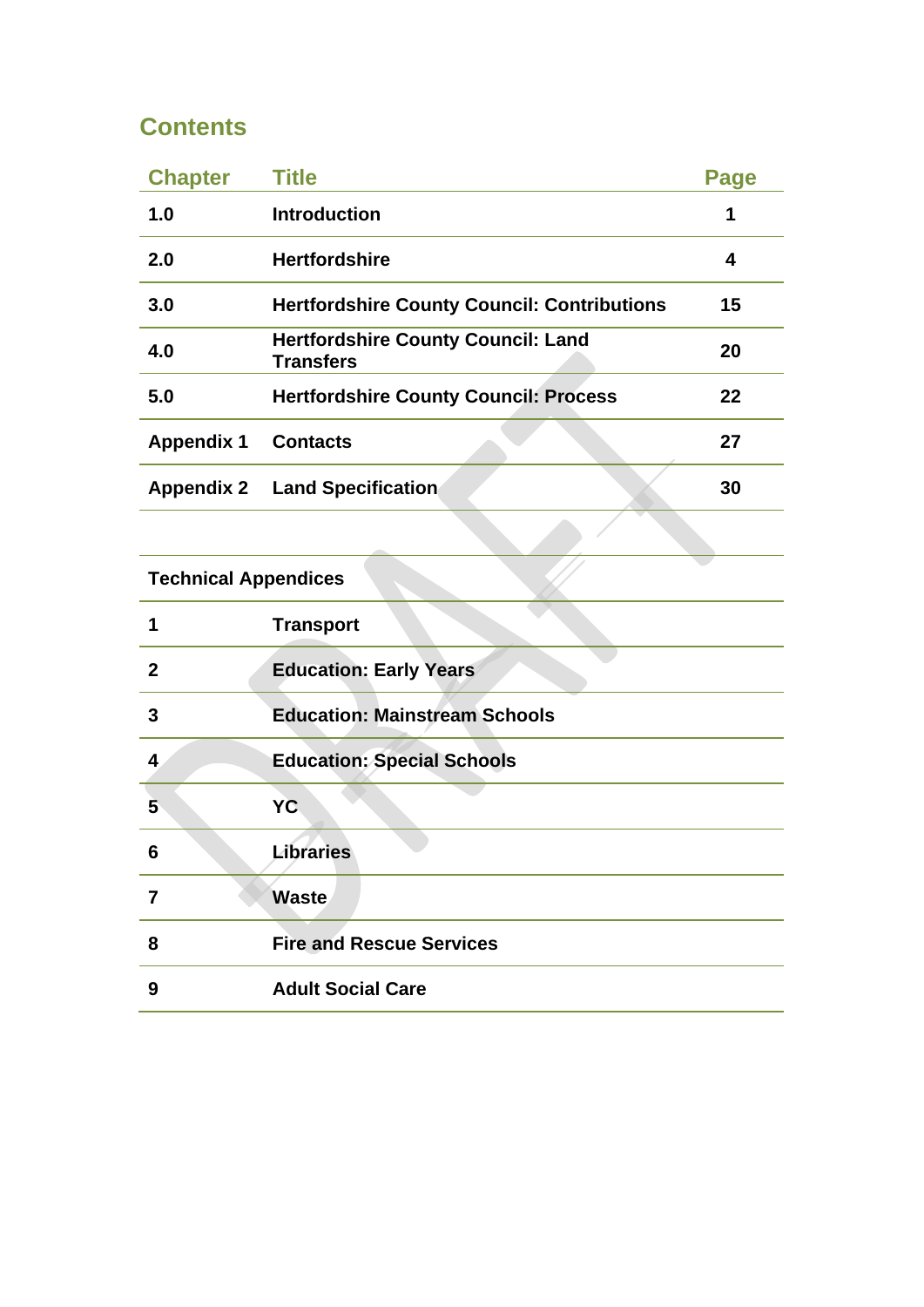## Contents

| Chapter | Title | Page |
|---|---|---|
| **1.0** | **Introduction** | **1** |
| **2.0** | **Hertfordshire** | **4** |
| **3.0** | **Hertfordshire County Council: Contributions** | **15** |
| **4.0** | **Hertfordshire County Council: Land Transfers** | **20** |
| **5.0** | **Hertfordshire County Council: Process** | **22** |
| **Appendix 1** | **Contacts** | **27** |
| **Appendix 2** | **Land Specification** | **30** |

| **Technical Appendices** | |
|---|---|
| **1** | **Transport** |
| **2** | **Education: Early Years** |
| **3** | **Education: Mainstream Schools** |
| **4** | **Education: Special Schools** |
| **5** | **YC** |
| **6** | **Libraries** |
| **7** | **Waste** |
| **8** | **Fire and Rescue Services** |
| **9** | **Adult Social Care** |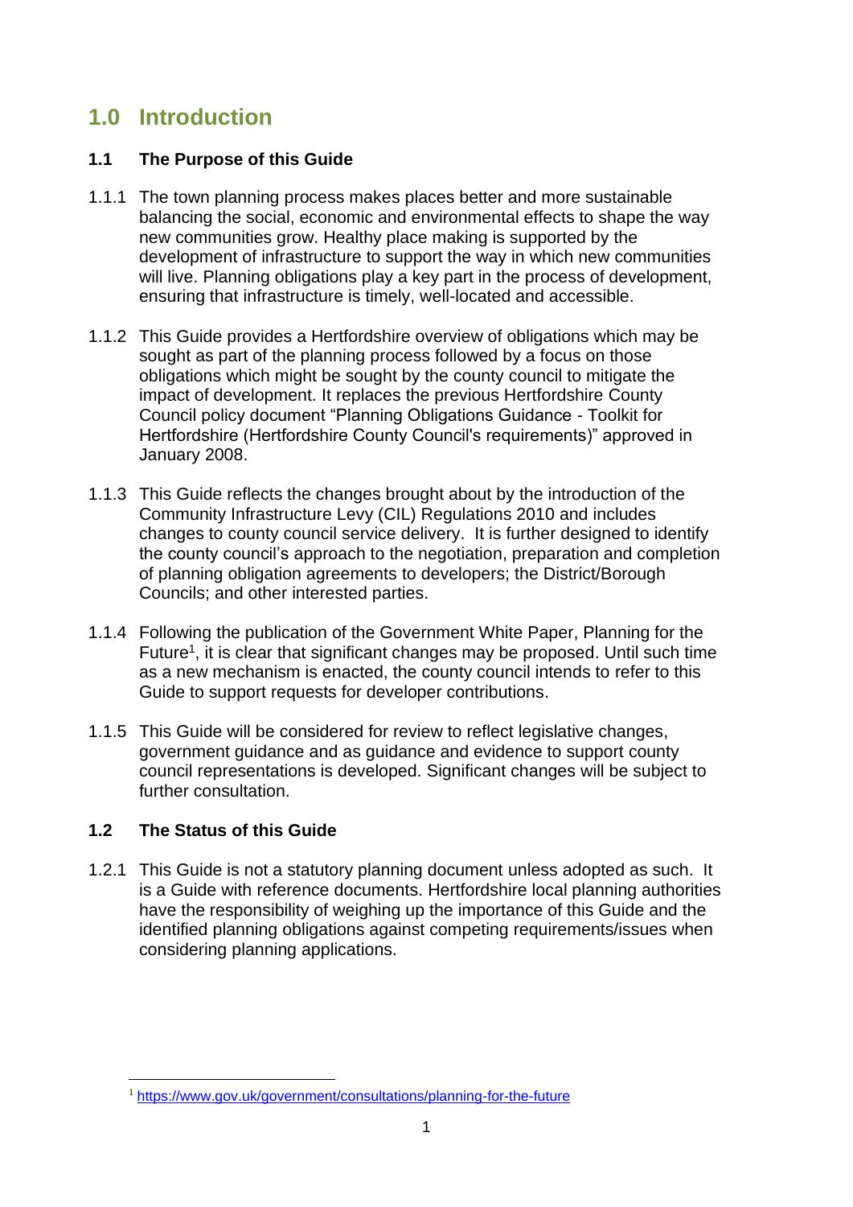# 1.0 Introduction

## 1.1 The Purpose of this Guide

1.1.1 The town planning process makes places better and more sustainable balancing the social, economic and environmental effects to shape the way new communities grow. Healthy place making is supported by the development of infrastructure to support the way in which new communities will live. Planning obligations play a key part in the process of development, ensuring that infrastructure is timely, well-located and accessible.

1.1.2 This Guide provides a Hertfordshire overview of obligations which may be sought as part of the planning process followed by a focus on those obligations which might be sought by the county council to mitigate the impact of development. It replaces the previous Hertfordshire County Council policy document "Planning Obligations Guidance - Toolkit for Hertfordshire (Hertfordshire County Council's requirements)" approved in January 2008.

1.1.3 This Guide reflects the changes brought about by the introduction of the Community Infrastructure Levy (CIL) Regulations 2010 and includes changes to county council service delivery. It is further designed to identify the county council's approach to the negotiation, preparation and completion of planning obligation agreements to developers; the District/Borough Councils; and other interested parties.

1.1.4 Following the publication of the Government White Paper, Planning for the Future[1], it is clear that significant changes may be proposed. Until such time as a new mechanism is enacted, the county council intends to refer to this Guide to support requests for developer contributions.

1.1.5 This Guide will be considered for review to reflect legislative changes, government guidance and as guidance and evidence to support county council representations is developed. Significant changes will be subject to further consultation.

## 1.2 The Status of this Guide

1.2.1 This Guide is not a statutory planning document unless adopted as such. It is a Guide with reference documents. Hertfordshire local planning authorities have the responsibility of weighing up the importance of this Guide and the identified planning obligations against competing requirements/issues when considering planning applications.

[1] https://www.gov.uk/government/consultations/planning-for-the-future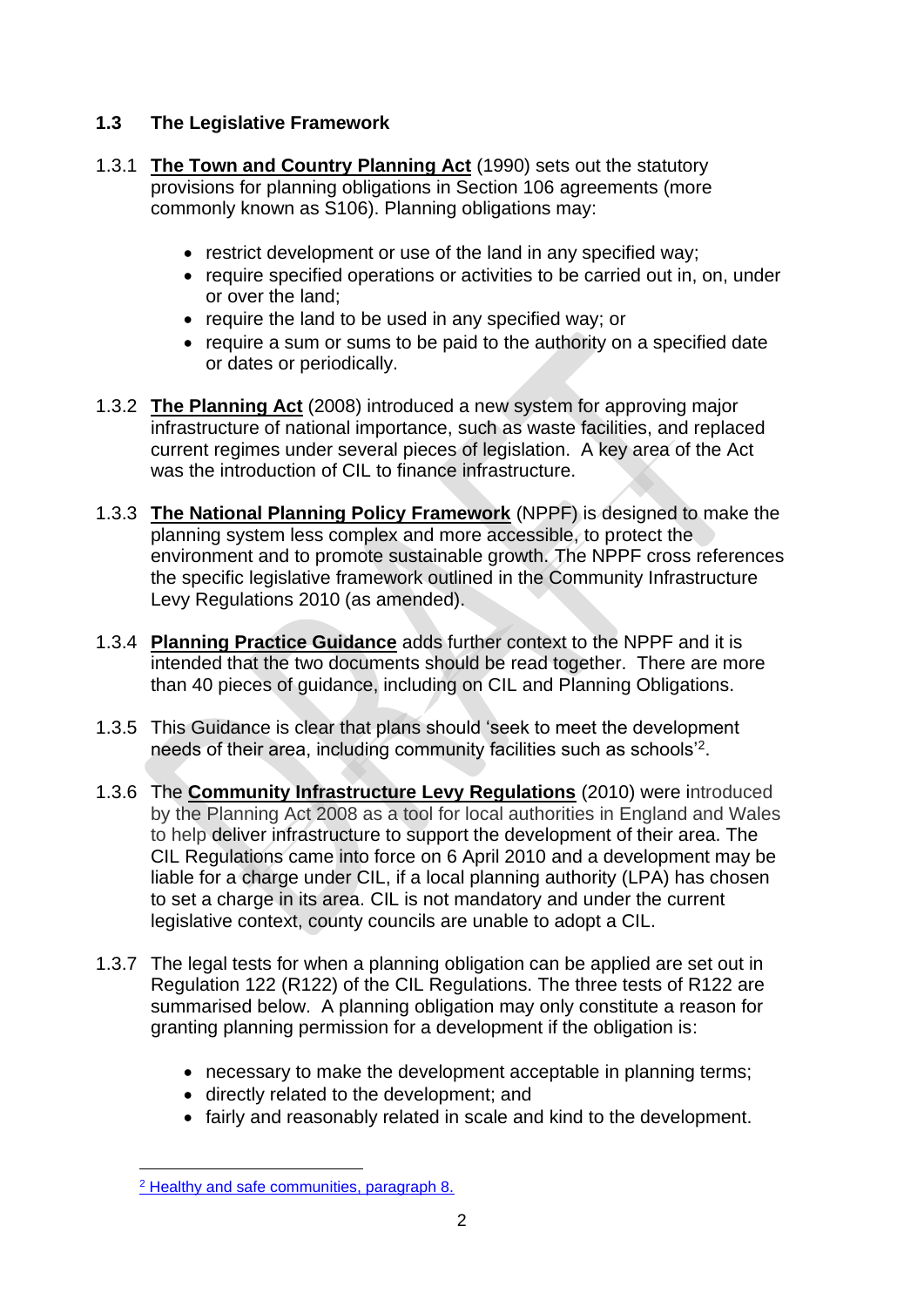## 1.3 The Legislative Framework

1.3.1 **The Town and Country Planning Act** (1990) sets out the statutory provisions for planning obligations in Section 106 agreements (more commonly known as S106). Planning obligations may:

- restrict development or use of the land in any specified way;
- require specified operations or activities to be carried out in, on, under or over the land;
- require the land to be used in any specified way; or
- require a sum or sums to be paid to the authority on a specified date or dates or periodically.

1.3.2 **The Planning Act** (2008) introduced a new system for approving major infrastructure of national importance, such as waste facilities, and replaced current regimes under several pieces of legislation. A key area of the Act was the introduction of CIL to finance infrastructure.

1.3.3 **The National Planning Policy Framework** (NPPF) is designed to make the planning system less complex and more accessible, to protect the environment and to promote sustainable growth. The NPPF cross references the specific legislative framework outlined in the Community Infrastructure Levy Regulations 2010 (as amended).

1.3.4 **Planning Practice Guidance** adds further context to the NPPF and it is intended that the two documents should be read together. There are more than 40 pieces of guidance, including on CIL and Planning Obligations.

1.3.5 This Guidance is clear that plans should 'seek to meet the development needs of their area, including community facilities such as schools'[2].

1.3.6 The **Community Infrastructure Levy Regulations** (2010) were introduced by the Planning Act 2008 as a tool for local authorities in England and Wales to help deliver infrastructure to support the development of their area. The CIL Regulations came into force on 6 April 2010 and a development may be liable for a charge under CIL, if a local planning authority (LPA) has chosen to set a charge in its area. CIL is not mandatory and under the current legislative context, county councils are unable to adopt a CIL.

1.3.7 The legal tests for when a planning obligation can be applied are set out in Regulation 122 (R122) of the CIL Regulations. The three tests of R122 are summarised below. A planning obligation may only constitute a reason for granting planning permission for a development if the obligation is:

- necessary to make the development acceptable in planning terms;
- directly related to the development; and
- fairly and reasonably related in scale and kind to the development.

---

[2] Healthy and safe communities, paragraph 8.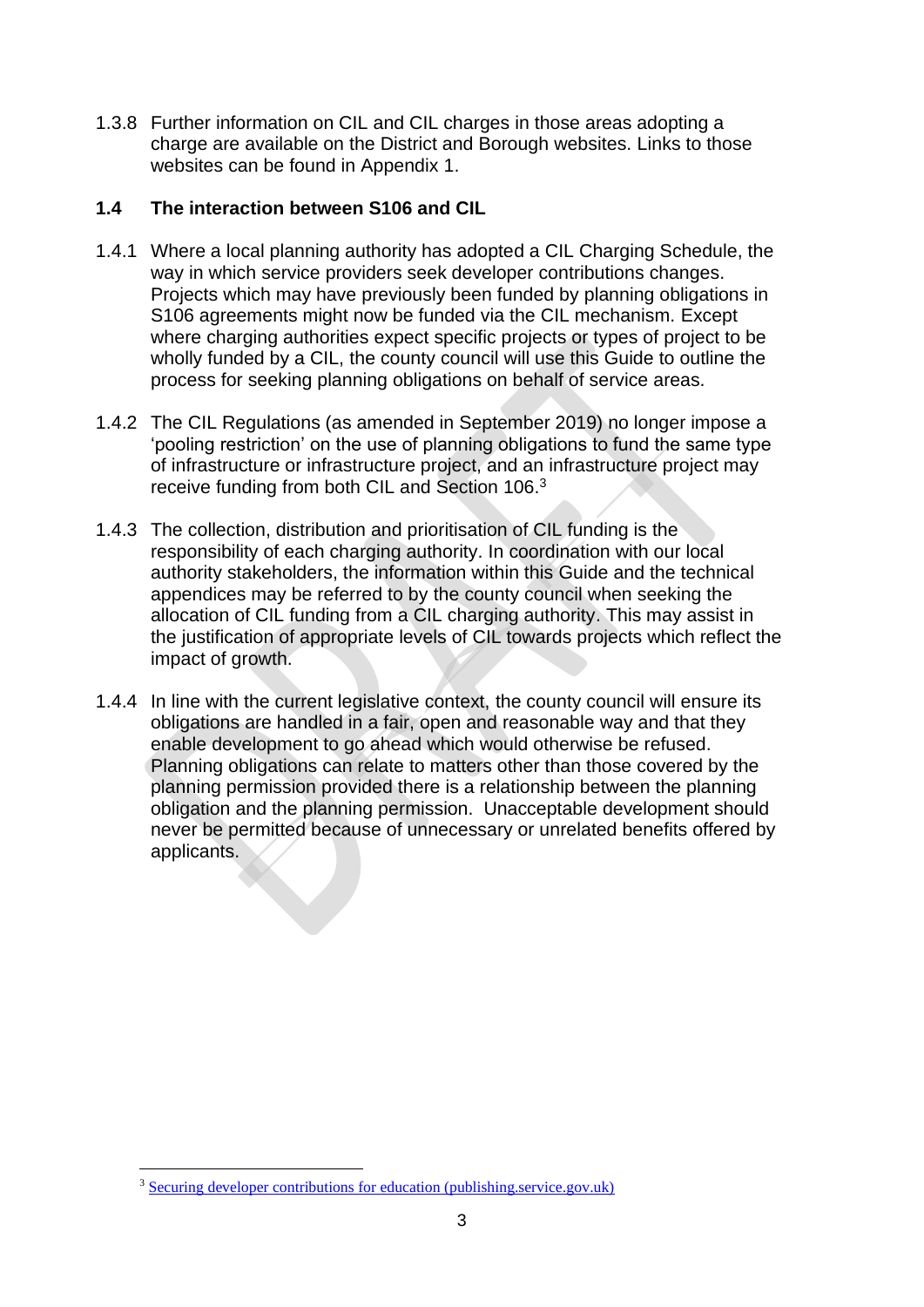1.3.8 Further information on CIL and CIL charges in those areas adopting a charge are available on the District and Borough websites. Links to those websites can be found in Appendix 1.

### 1.4 The interaction between S106 and CIL

1.4.1 Where a local planning authority has adopted a CIL Charging Schedule, the way in which service providers seek developer contributions changes. Projects which may have previously been funded by planning obligations in S106 agreements might now be funded via the CIL mechanism. Except where charging authorities expect specific projects or types of project to be wholly funded by a CIL, the county council will use this Guide to outline the process for seeking planning obligations on behalf of service areas.

1.4.2 The CIL Regulations (as amended in September 2019) no longer impose a 'pooling restriction' on the use of planning obligations to fund the same type of infrastructure or infrastructure project, and an infrastructure project may receive funding from both CIL and Section 106.[3]

1.4.3 The collection, distribution and prioritisation of CIL funding is the responsibility of each charging authority. In coordination with our local authority stakeholders, the information within this Guide and the technical appendices may be referred to by the county council when seeking the allocation of CIL funding from a CIL charging authority. This may assist in the justification of appropriate levels of CIL towards projects which reflect the impact of growth.

1.4.4 In line with the current legislative context, the county council will ensure its obligations are handled in a fair, open and reasonable way and that they enable development to go ahead which would otherwise be refused. Planning obligations can relate to matters other than those covered by the planning permission provided there is a relationship between the planning obligation and the planning permission. Unacceptable development should never be permitted because of unnecessary or unrelated benefits offered by applicants.

[3] Securing developer contributions for education (publishing.service.gov.uk)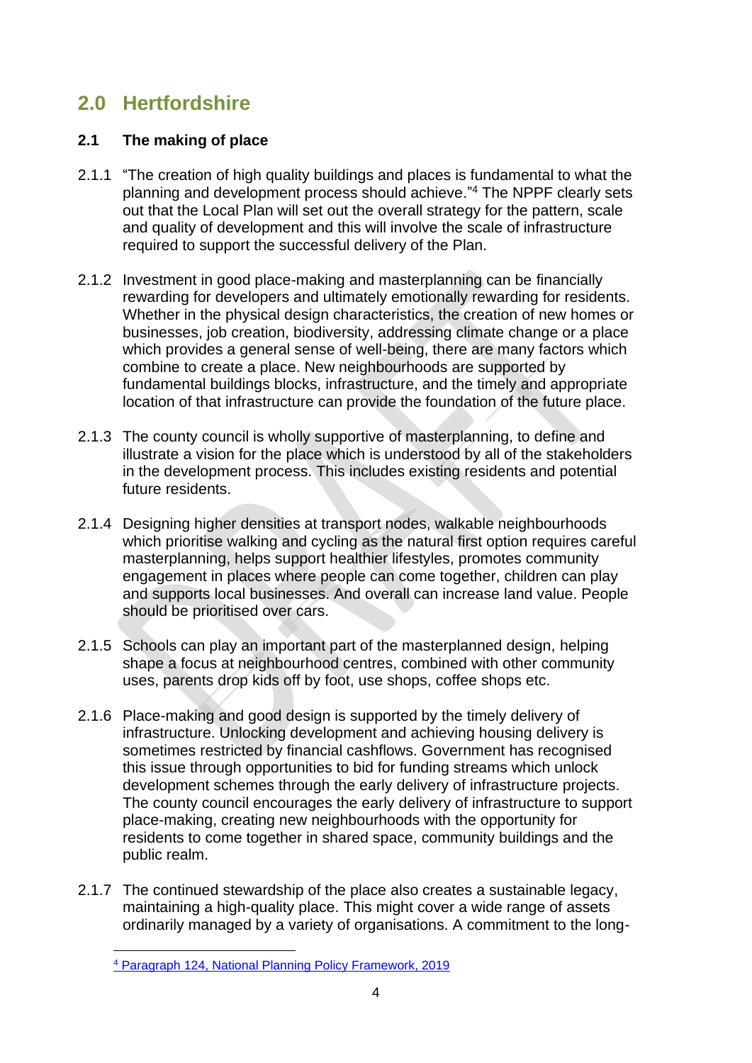# 2.0 Hertfordshire

## 2.1 The making of place

2.1.1 "The creation of high quality buildings and places is fundamental to what the planning and development process should achieve."[4] The NPPF clearly sets out that the Local Plan will set out the overall strategy for the pattern, scale and quality of development and this will involve the scale of infrastructure required to support the successful delivery of the Plan.

2.1.2 Investment in good place-making and masterplanning can be financially rewarding for developers and ultimately emotionally rewarding for residents. Whether in the physical design characteristics, the creation of new homes or businesses, job creation, biodiversity, addressing climate change or a place which provides a general sense of well-being, there are many factors which combine to create a place. New neighbourhoods are supported by fundamental buildings blocks, infrastructure, and the timely and appropriate location of that infrastructure can provide the foundation of the future place.

2.1.3 The county council is wholly supportive of masterplanning, to define and illustrate a vision for the place which is understood by all of the stakeholders in the development process. This includes existing residents and potential future residents.

2.1.4 Designing higher densities at transport nodes, walkable neighbourhoods which prioritise walking and cycling as the natural first option requires careful masterplanning, helps support healthier lifestyles, promotes community engagement in places where people can come together, children can play and supports local businesses. And overall can increase land value. People should be prioritised over cars.

2.1.5 Schools can play an important part of the masterplanned design, helping shape a focus at neighbourhood centres, combined with other community uses, parents drop kids off by foot, use shops, coffee shops etc.

2.1.6 Place-making and good design is supported by the timely delivery of infrastructure. Unlocking development and achieving housing delivery is sometimes restricted by financial cashflows. Government has recognised this issue through opportunities to bid for funding streams which unlock development schemes through the early delivery of infrastructure projects. The county council encourages the early delivery of infrastructure to support place-making, creating new neighbourhoods with the opportunity for residents to come together in shared space, community buildings and the public realm.

2.1.7 The continued stewardship of the place also creates a sustainable legacy, maintaining a high-quality place. This might cover a wide range of assets ordinarily managed by a variety of organisations. A commitment to the long-

[4] Paragraph 124, National Planning Policy Framework, 2019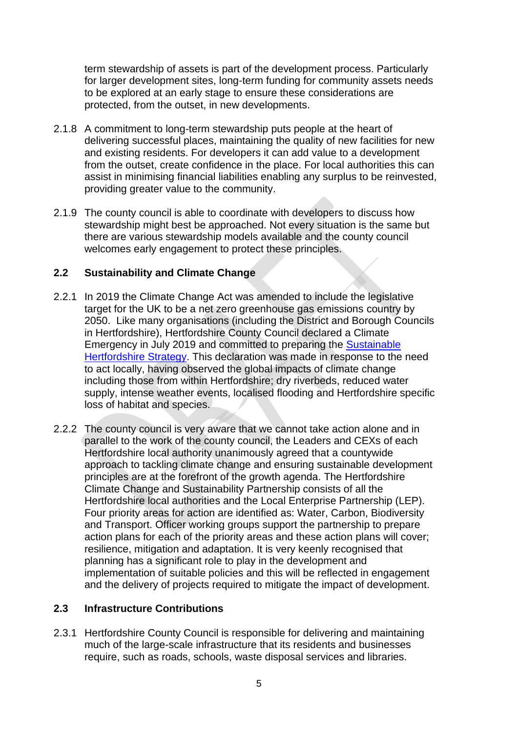term stewardship of assets is part of the development process. Particularly for larger development sites, long-term funding for community assets needs to be explored at an early stage to ensure these considerations are protected, from the outset, in new developments.

2.1.8 A commitment to long-term stewardship puts people at the heart of delivering successful places, maintaining the quality of new facilities for new and existing residents. For developers it can add value to a development from the outset, create confidence in the place. For local authorities this can assist in minimising financial liabilities enabling any surplus to be reinvested, providing greater value to the community.

2.1.9 The county council is able to coordinate with developers to discuss how stewardship might best be approached. Not every situation is the same but there are various stewardship models available and the county council welcomes early engagement to protect these principles.

### 2.2 Sustainability and Climate Change

2.2.1 In 2019 the Climate Change Act was amended to include the legislative target for the UK to be a net zero greenhouse gas emissions country by 2050. Like many organisations (including the District and Borough Councils in Hertfordshire), Hertfordshire County Council declared a Climate Emergency in July 2019 and committed to preparing the Sustainable Hertfordshire Strategy. This declaration was made in response to the need to act locally, having observed the global impacts of climate change including those from within Hertfordshire; dry riverbeds, reduced water supply, intense weather events, localised flooding and Hertfordshire specific loss of habitat and species.

2.2.2 The county council is very aware that we cannot take action alone and in parallel to the work of the county council, the Leaders and CEXs of each Hertfordshire local authority unanimously agreed that a countywide approach to tackling climate change and ensuring sustainable development principles are at the forefront of the growth agenda. The Hertfordshire Climate Change and Sustainability Partnership consists of all the Hertfordshire local authorities and the Local Enterprise Partnership (LEP). Four priority areas for action are identified as: Water, Carbon, Biodiversity and Transport. Officer working groups support the partnership to prepare action plans for each of the priority areas and these action plans will cover; resilience, mitigation and adaptation. It is very keenly recognised that planning has a significant role to play in the development and implementation of suitable policies and this will be reflected in engagement and the delivery of projects required to mitigate the impact of development.

### 2.3 Infrastructure Contributions

2.3.1 Hertfordshire County Council is responsible for delivering and maintaining much of the large-scale infrastructure that its residents and businesses require, such as roads, schools, waste disposal services and libraries.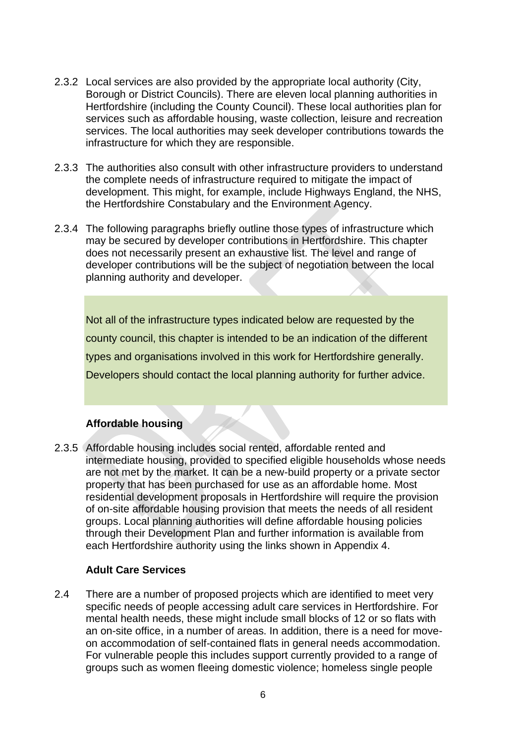2.3.2 Local services are also provided by the appropriate local authority (City, Borough or District Councils). There are eleven local planning authorities in Hertfordshire (including the County Council). These local authorities plan for services such as affordable housing, waste collection, leisure and recreation services. The local authorities may seek developer contributions towards the infrastructure for which they are responsible.

2.3.3 The authorities also consult with other infrastructure providers to understand the complete needs of infrastructure required to mitigate the impact of development. This might, for example, include Highways England, the NHS, the Hertfordshire Constabulary and the Environment Agency.

2.3.4 The following paragraphs briefly outline those types of infrastructure which may be secured by developer contributions in Hertfordshire. This chapter does not necessarily present an exhaustive list. The level and range of developer contributions will be the subject of negotiation between the local planning authority and developer.

> Not all of the infrastructure types indicated below are requested by the county council, this chapter is intended to be an indication of the different types and organisations involved in this work for Hertfordshire generally. Developers should contact the local planning authority for further advice.

**Affordable housing**

2.3.5 Affordable housing includes social rented, affordable rented and intermediate housing, provided to specified eligible households whose needs are not met by the market. It can be a new-build property or a private sector property that has been purchased for use as an affordable home. Most residential development proposals in Hertfordshire will require the provision of on-site affordable housing provision that meets the needs of all resident groups. Local planning authorities will define affordable housing policies through their Development Plan and further information is available from each Hertfordshire authority using the links shown in Appendix 4.

**Adult Care Services**

2.4 There are a number of proposed projects which are identified to meet very specific needs of people accessing adult care services in Hertfordshire. For mental health needs, these might include small blocks of 12 or so flats with an on-site office, in a number of areas. In addition, there is a need for move-on accommodation of self-contained flats in general needs accommodation. For vulnerable people this includes support currently provided to a range of groups such as women fleeing domestic violence; homeless single people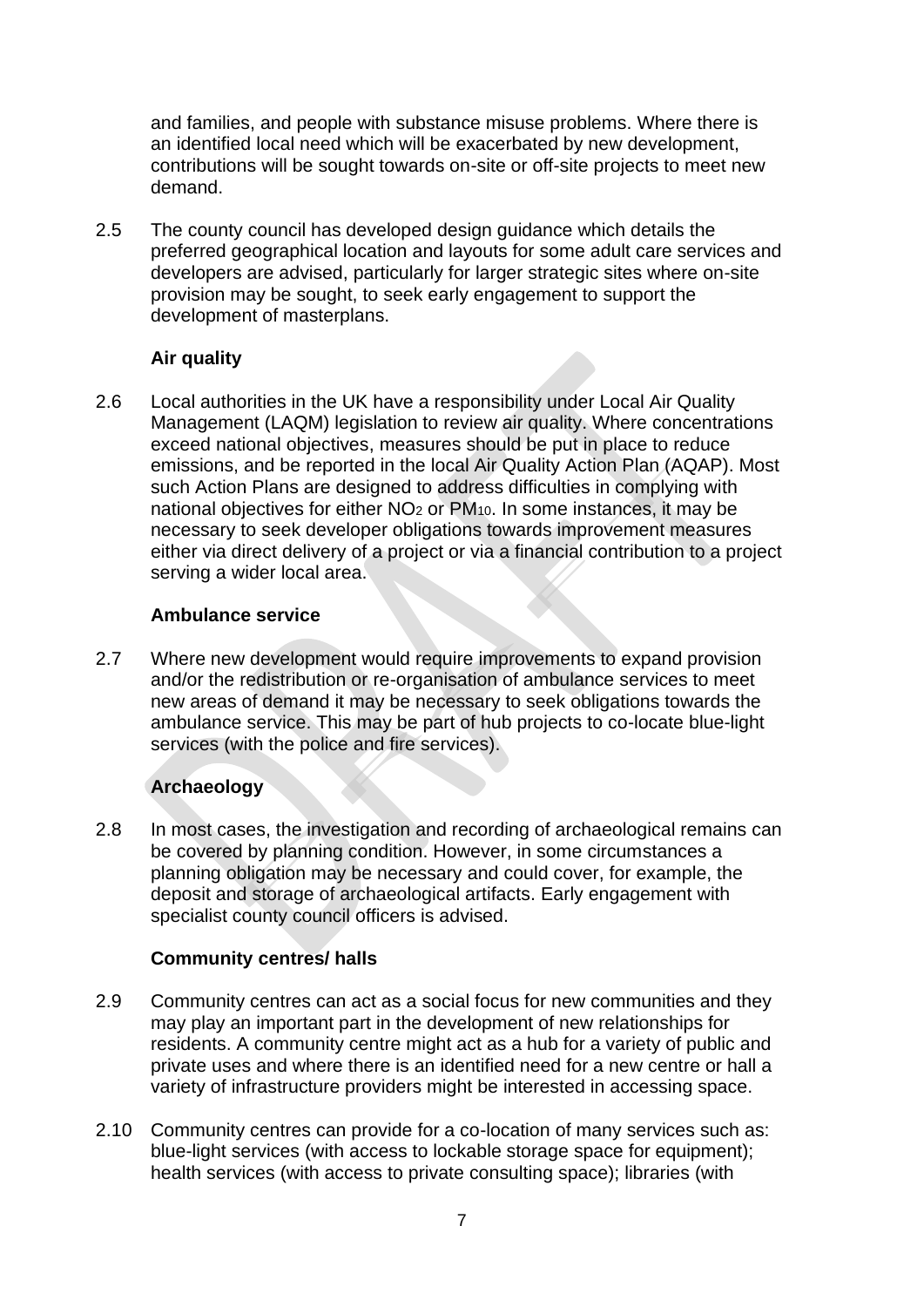and families, and people with substance misuse problems. Where there is an identified local need which will be exacerbated by new development, contributions will be sought towards on-site or off-site projects to meet new demand.

2.5 The county council has developed design guidance which details the preferred geographical location and layouts for some adult care services and developers are advised, particularly for larger strategic sites where on-site provision may be sought, to seek early engagement to support the development of masterplans.

### Air quality

2.6 Local authorities in the UK have a responsibility under Local Air Quality Management (LAQM) legislation to review air quality. Where concentrations exceed national objectives, measures should be put in place to reduce emissions, and be reported in the local Air Quality Action Plan (AQAP). Most such Action Plans are designed to address difficulties in complying with national objectives for either $NO_2$ or $PM_{10}$. In some instances, it may be necessary to seek developer obligations towards improvement measures either via direct delivery of a project or via a financial contribution to a project serving a wider local area.

### Ambulance service

2.7 Where new development would require improvements to expand provision and/or the redistribution or re-organisation of ambulance services to meet new areas of demand it may be necessary to seek obligations towards the ambulance service. This may be part of hub projects to co-locate blue-light services (with the police and fire services).

### Archaeology

2.8 In most cases, the investigation and recording of archaeological remains can be covered by planning condition. However, in some circumstances a planning obligation may be necessary and could cover, for example, the deposit and storage of archaeological artifacts. Early engagement with specialist county council officers is advised.

### Community centres/ halls

2.9 Community centres can act as a social focus for new communities and they may play an important part in the development of new relationships for residents. A community centre might act as a hub for a variety of public and private uses and where there is an identified need for a new centre or hall a variety of infrastructure providers might be interested in accessing space.

2.10 Community centres can provide for a co-location of many services such as: blue-light services (with access to lockable storage space for equipment); health services (with access to private consulting space); libraries (with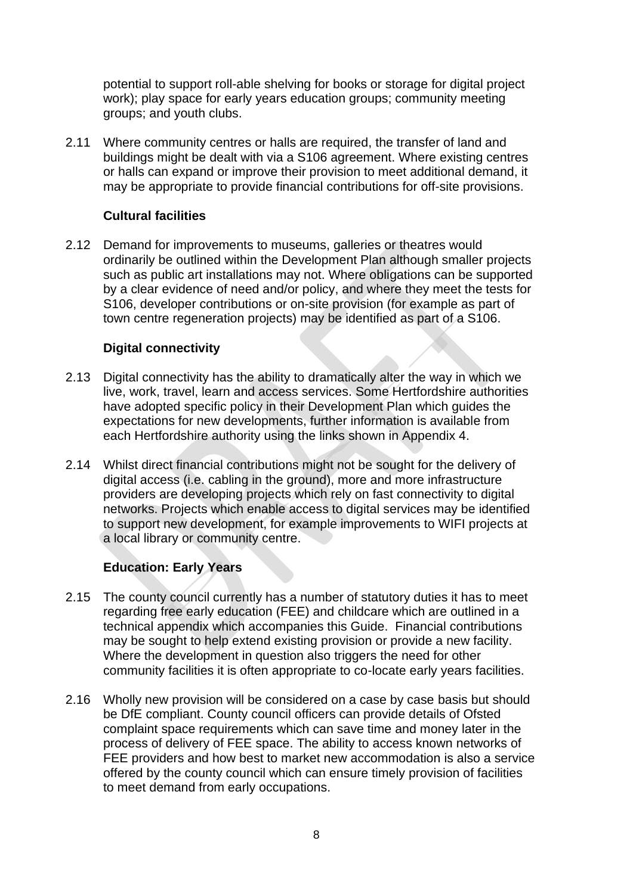potential to support roll-able shelving for books or storage for digital project work); play space for early years education groups; community meeting groups; and youth clubs.

2.11 Where community centres or halls are required, the transfer of land and buildings might be dealt with via a S106 agreement. Where existing centres or halls can expand or improve their provision to meet additional demand, it may be appropriate to provide financial contributions for off-site provisions.

### Cultural facilities

2.12 Demand for improvements to museums, galleries or theatres would ordinarily be outlined within the Development Plan although smaller projects such as public art installations may not. Where obligations can be supported by a clear evidence of need and/or policy, and where they meet the tests for S106, developer contributions or on-site provision (for example as part of town centre regeneration projects) may be identified as part of a S106.

### Digital connectivity

2.13 Digital connectivity has the ability to dramatically alter the way in which we live, work, travel, learn and access services. Some Hertfordshire authorities have adopted specific policy in their Development Plan which guides the expectations for new developments, further information is available from each Hertfordshire authority using the links shown in Appendix 4.

2.14 Whilst direct financial contributions might not be sought for the delivery of digital access (i.e. cabling in the ground), more and more infrastructure providers are developing projects which rely on fast connectivity to digital networks. Projects which enable access to digital services may be identified to support new development, for example improvements to WIFI projects at a local library or community centre.

### Education: Early Years

2.15 The county council currently has a number of statutory duties it has to meet regarding free early education (FEE) and childcare which are outlined in a technical appendix which accompanies this Guide. Financial contributions may be sought to help extend existing provision or provide a new facility. Where the development in question also triggers the need for other community facilities it is often appropriate to co-locate early years facilities.

2.16 Wholly new provision will be considered on a case by case basis but should be DfE compliant. County council officers can provide details of Ofsted complaint space requirements which can save time and money later in the process of delivery of FEE space. The ability to access known networks of FEE providers and how best to market new accommodation is also a service offered by the county council which can ensure timely provision of facilities to meet demand from early occupations.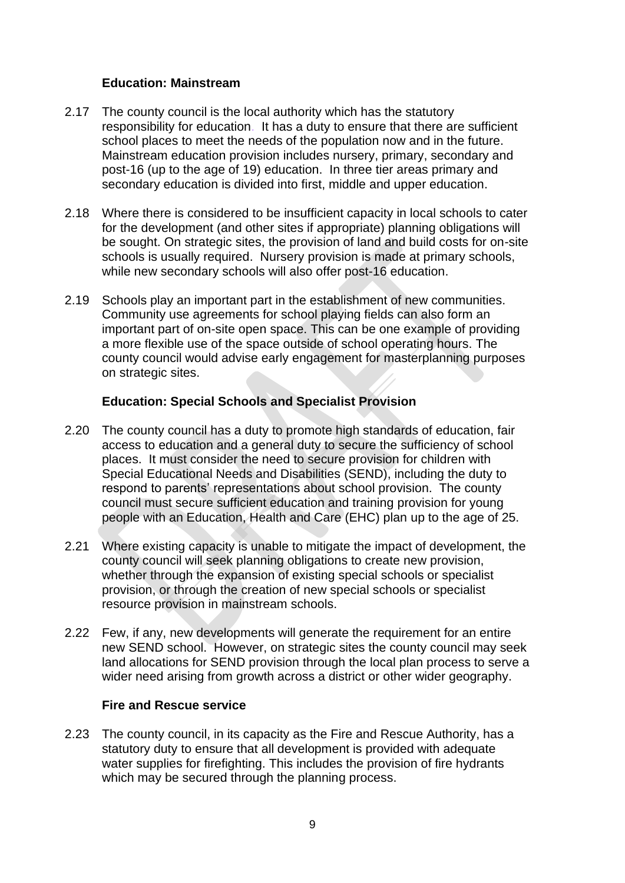### Education: Mainstream

2.17 The county council is the local authority which has the statutory responsibility for education. It has a duty to ensure that there are sufficient school places to meet the needs of the population now and in the future. Mainstream education provision includes nursery, primary, secondary and post-16 (up to the age of 19) education. In three tier areas primary and secondary education is divided into first, middle and upper education.

2.18 Where there is considered to be insufficient capacity in local schools to cater for the development (and other sites if appropriate) planning obligations will be sought. On strategic sites, the provision of land and build costs for on-site schools is usually required. Nursery provision is made at primary schools, while new secondary schools will also offer post-16 education.

2.19 Schools play an important part in the establishment of new communities. Community use agreements for school playing fields can also form an important part of on-site open space. This can be one example of providing a more flexible use of the space outside of school operating hours. The county council would advise early engagement for masterplanning purposes on strategic sites.

### Education: Special Schools and Specialist Provision

2.20 The county council has a duty to promote high standards of education, fair access to education and a general duty to secure the sufficiency of school places. It must consider the need to secure provision for children with Special Educational Needs and Disabilities (SEND), including the duty to respond to parents' representations about school provision. The county council must secure sufficient education and training provision for young people with an Education, Health and Care (EHC) plan up to the age of 25.

2.21 Where existing capacity is unable to mitigate the impact of development, the county council will seek planning obligations to create new provision, whether through the expansion of existing special schools or specialist provision, or through the creation of new special schools or specialist resource provision in mainstream schools.

2.22 Few, if any, new developments will generate the requirement for an entire new SEND school. However, on strategic sites the county council may seek land allocations for SEND provision through the local plan process to serve a wider need arising from growth across a district or other wider geography.

### Fire and Rescue service

2.23 The county council, in its capacity as the Fire and Rescue Authority, has a statutory duty to ensure that all development is provided with adequate water supplies for firefighting. This includes the provision of fire hydrants which may be secured through the planning process.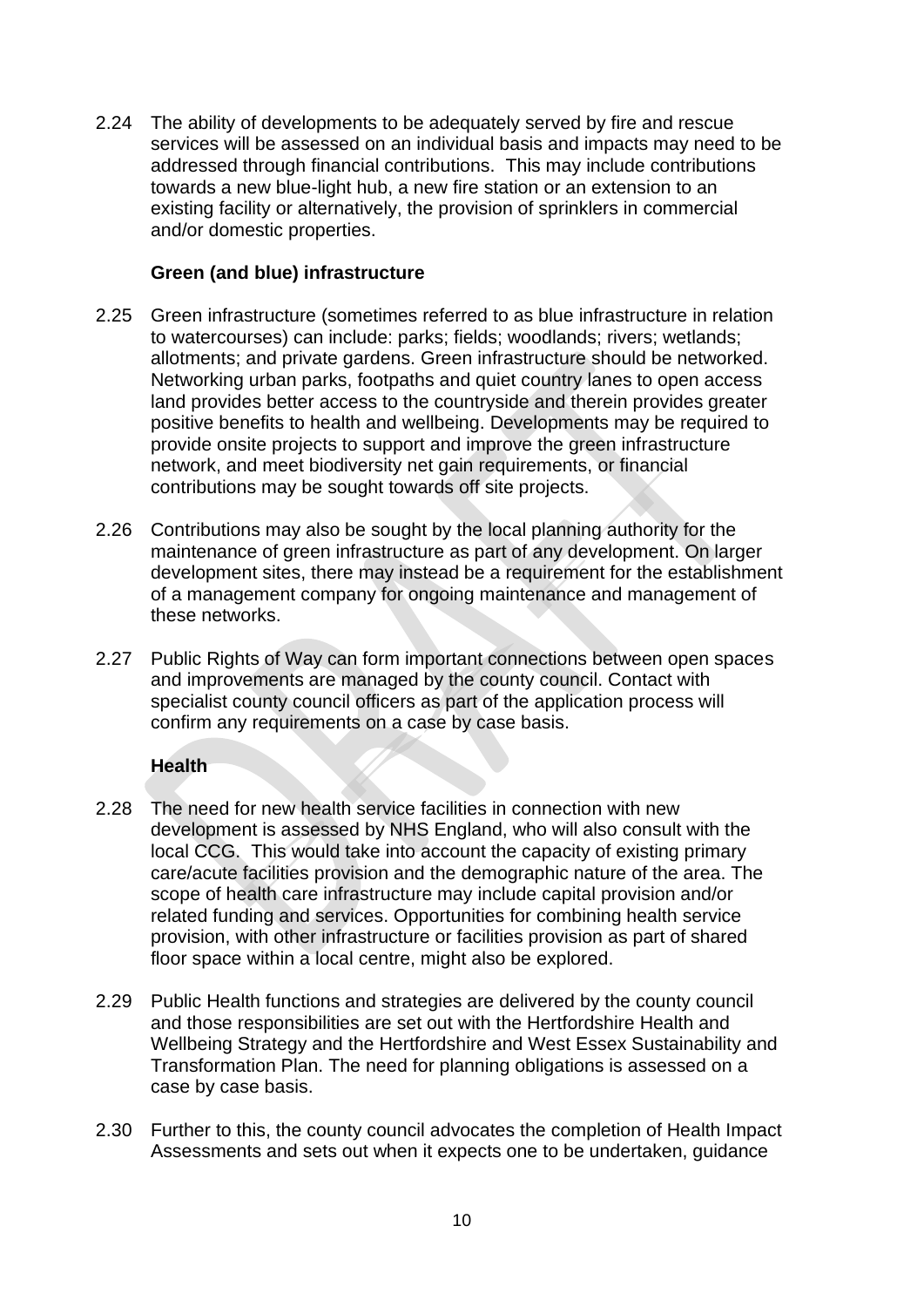2.24 The ability of developments to be adequately served by fire and rescue services will be assessed on an individual basis and impacts may need to be addressed through financial contributions. This may include contributions towards a new blue-light hub, a new fire station or an extension to an existing facility or alternatively, the provision of sprinklers in commercial and/or domestic properties.

### Green (and blue) infrastructure

2.25 Green infrastructure (sometimes referred to as blue infrastructure in relation to watercourses) can include: parks; fields; woodlands; rivers; wetlands; allotments; and private gardens. Green infrastructure should be networked. Networking urban parks, footpaths and quiet country lanes to open access land provides better access to the countryside and therein provides greater positive benefits to health and wellbeing. Developments may be required to provide onsite projects to support and improve the green infrastructure network, and meet biodiversity net gain requirements, or financial contributions may be sought towards off site projects.

2.26 Contributions may also be sought by the local planning authority for the maintenance of green infrastructure as part of any development. On larger development sites, there may instead be a requirement for the establishment of a management company for ongoing maintenance and management of these networks.

2.27 Public Rights of Way can form important connections between open spaces and improvements are managed by the county council. Contact with specialist county council officers as part of the application process will confirm any requirements on a case by case basis.

### Health

2.28 The need for new health service facilities in connection with new development is assessed by NHS England, who will also consult with the local CCG. This would take into account the capacity of existing primary care/acute facilities provision and the demographic nature of the area. The scope of health care infrastructure may include capital provision and/or related funding and services. Opportunities for combining health service provision, with other infrastructure or facilities provision as part of shared floor space within a local centre, might also be explored.

2.29 Public Health functions and strategies are delivered by the county council and those responsibilities are set out with the Hertfordshire Health and Wellbeing Strategy and the Hertfordshire and West Essex Sustainability and Transformation Plan. The need for planning obligations is assessed on a case by case basis.

2.30 Further to this, the county council advocates the completion of Health Impact Assessments and sets out when it expects one to be undertaken, guidance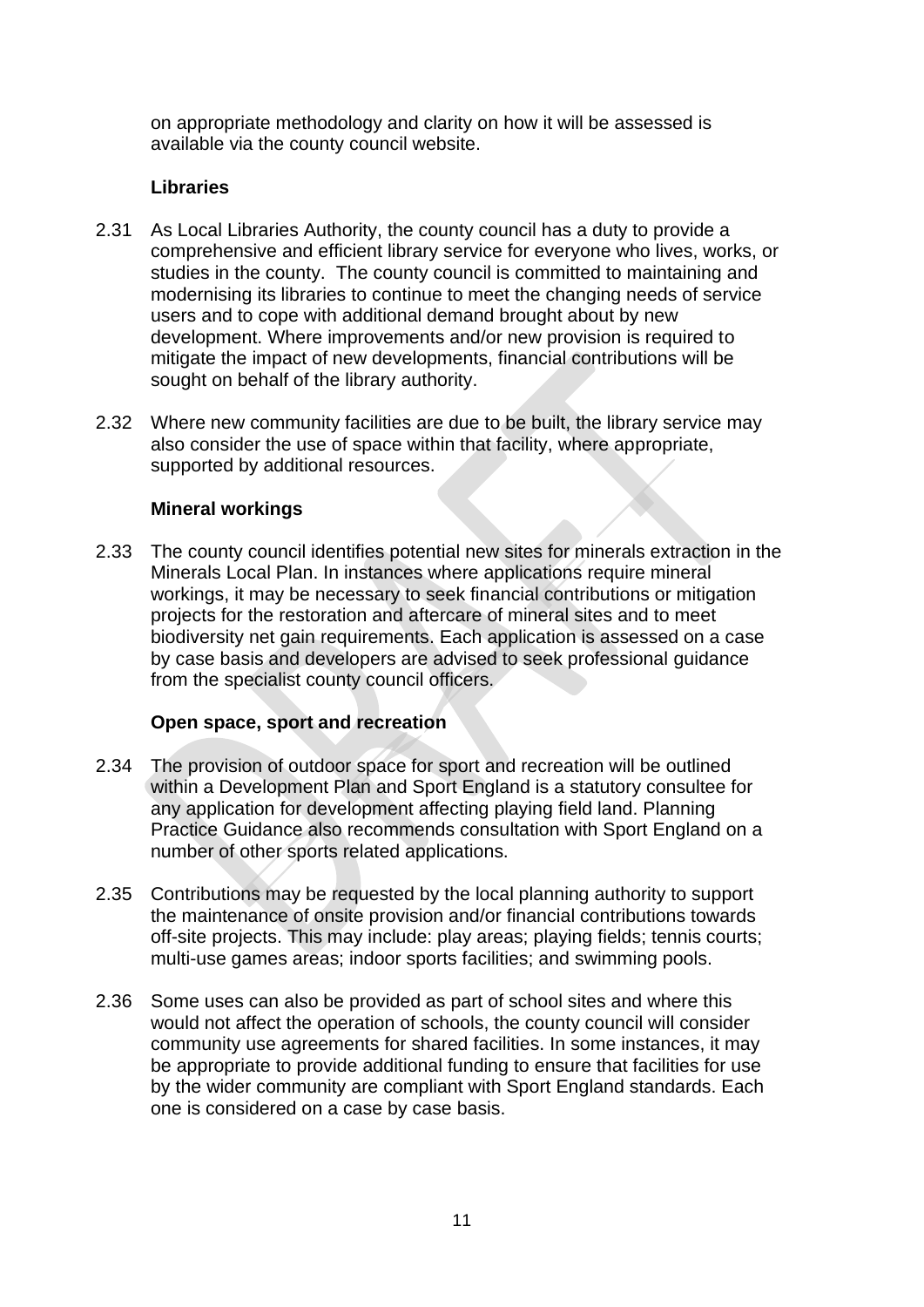on appropriate methodology and clarity on how it will be assessed is available via the county council website.

### Libraries

2.31 As Local Libraries Authority, the county council has a duty to provide a comprehensive and efficient library service for everyone who lives, works, or studies in the county. The county council is committed to maintaining and modernising its libraries to continue to meet the changing needs of service users and to cope with additional demand brought about by new development. Where improvements and/or new provision is required to mitigate the impact of new developments, financial contributions will be sought on behalf of the library authority.

2.32 Where new community facilities are due to be built, the library service may also consider the use of space within that facility, where appropriate, supported by additional resources.

### Mineral workings

2.33 The county council identifies potential new sites for minerals extraction in the Minerals Local Plan. In instances where applications require mineral workings, it may be necessary to seek financial contributions or mitigation projects for the restoration and aftercare of mineral sites and to meet biodiversity net gain requirements. Each application is assessed on a case by case basis and developers are advised to seek professional guidance from the specialist county council officers.

### Open space, sport and recreation

2.34 The provision of outdoor space for sport and recreation will be outlined within a Development Plan and Sport England is a statutory consultee for any application for development affecting playing field land. Planning Practice Guidance also recommends consultation with Sport England on a number of other sports related applications.

2.35 Contributions may be requested by the local planning authority to support the maintenance of onsite provision and/or financial contributions towards off-site projects. This may include: play areas; playing fields; tennis courts; multi-use games areas; indoor sports facilities; and swimming pools.

2.36 Some uses can also be provided as part of school sites and where this would not affect the operation of schools, the county council will consider community use agreements for shared facilities. In some instances, it may be appropriate to provide additional funding to ensure that facilities for use by the wider community are compliant with Sport England standards. Each one is considered on a case by case basis.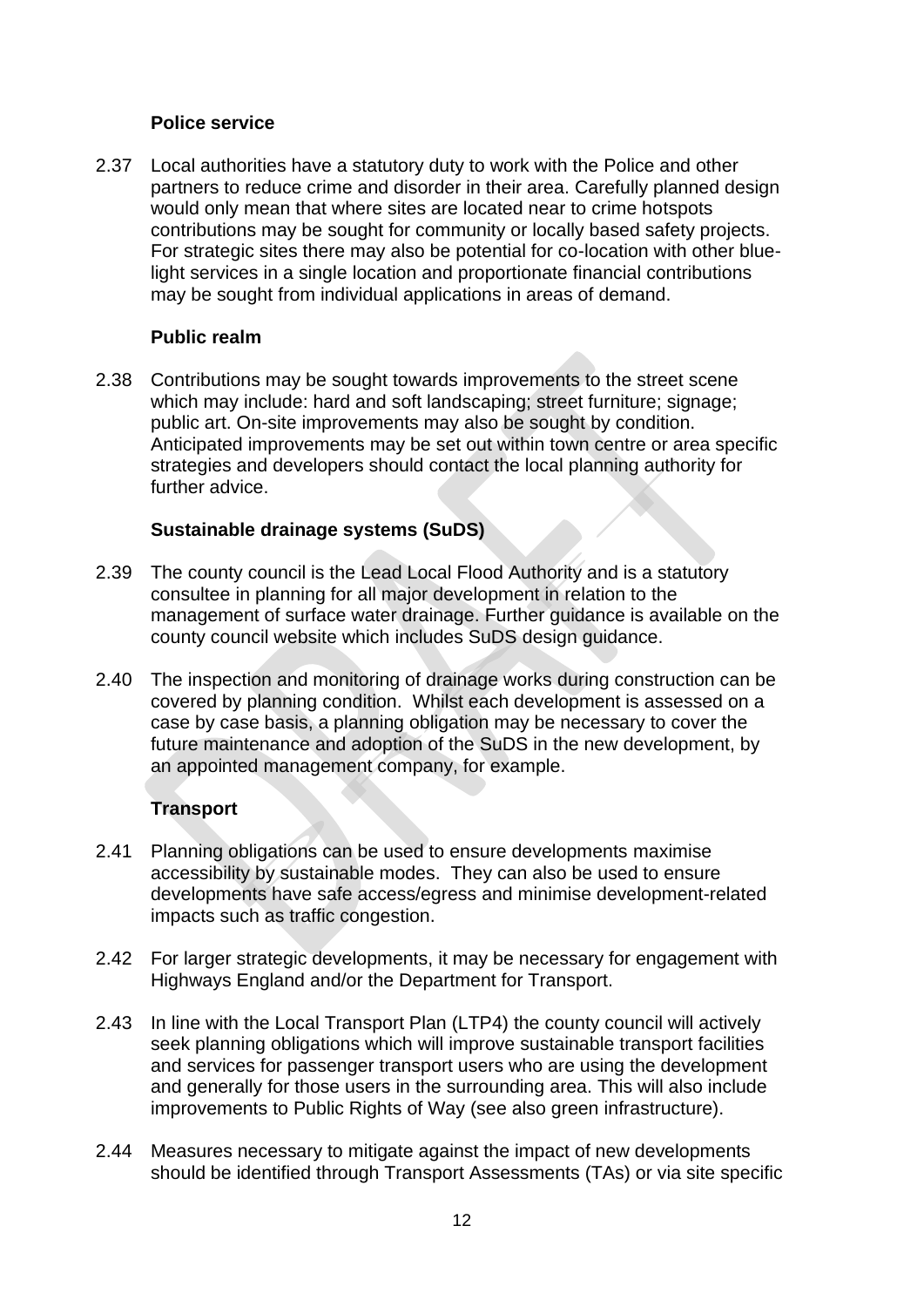### Police service

2.37 Local authorities have a statutory duty to work with the Police and other partners to reduce crime and disorder in their area. Carefully planned design would only mean that where sites are located near to crime hotspots contributions may be sought for community or locally based safety projects. For strategic sites there may also be potential for co-location with other blue-light services in a single location and proportionate financial contributions may be sought from individual applications in areas of demand.

### Public realm

2.38 Contributions may be sought towards improvements to the street scene which may include: hard and soft landscaping; street furniture; signage; public art. On-site improvements may also be sought by condition. Anticipated improvements may be set out within town centre or area specific strategies and developers should contact the local planning authority for further advice.

### Sustainable drainage systems (SuDS)

2.39 The county council is the Lead Local Flood Authority and is a statutory consultee in planning for all major development in relation to the management of surface water drainage. Further guidance is available on the county council website which includes SuDS design guidance.

2.40 The inspection and monitoring of drainage works during construction can be covered by planning condition. Whilst each development is assessed on a case by case basis, a planning obligation may be necessary to cover the future maintenance and adoption of the SuDS in the new development, by an appointed management company, for example.

### Transport

2.41 Planning obligations can be used to ensure developments maximise accessibility by sustainable modes. They can also be used to ensure developments have safe access/egress and minimise development-related impacts such as traffic congestion.

2.42 For larger strategic developments, it may be necessary for engagement with Highways England and/or the Department for Transport.

2.43 In line with the Local Transport Plan (LTP4) the county council will actively seek planning obligations which will improve sustainable transport facilities and services for passenger transport users who are using the development and generally for those users in the surrounding area. This will also include improvements to Public Rights of Way (see also green infrastructure).

2.44 Measures necessary to mitigate against the impact of new developments should be identified through Transport Assessments (TAs) or via site specific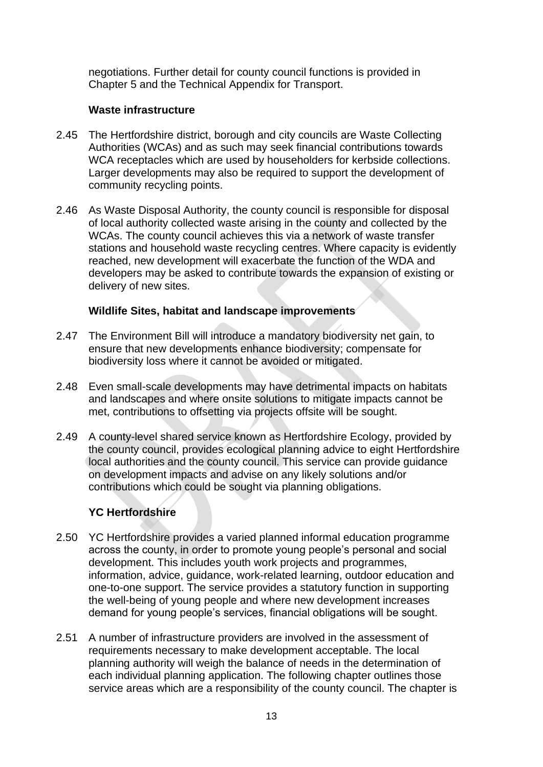negotiations. Further detail for county council functions is provided in Chapter 5 and the Technical Appendix for Transport.

### Waste infrastructure

2.45 The Hertfordshire district, borough and city councils are Waste Collecting Authorities (WCAs) and as such may seek financial contributions towards WCA receptacles which are used by householders for kerbside collections. Larger developments may also be required to support the development of community recycling points.

2.46 As Waste Disposal Authority, the county council is responsible for disposal of local authority collected waste arising in the county and collected by the WCAs. The county council achieves this via a network of waste transfer stations and household waste recycling centres. Where capacity is evidently reached, new development will exacerbate the function of the WDA and developers may be asked to contribute towards the expansion of existing or delivery of new sites.

### Wildlife Sites, habitat and landscape improvements

2.47 The Environment Bill will introduce a mandatory biodiversity net gain, to ensure that new developments enhance biodiversity; compensate for biodiversity loss where it cannot be avoided or mitigated.

2.48 Even small-scale developments may have detrimental impacts on habitats and landscapes and where onsite solutions to mitigate impacts cannot be met, contributions to offsetting via projects offsite will be sought.

2.49 A county-level shared service known as Hertfordshire Ecology, provided by the county council, provides ecological planning advice to eight Hertfordshire local authorities and the county council. This service can provide guidance on development impacts and advise on any likely solutions and/or contributions which could be sought via planning obligations.

### YC Hertfordshire

2.50 YC Hertfordshire provides a varied planned informal education programme across the county, in order to promote young people's personal and social development. This includes youth work projects and programmes, information, advice, guidance, work-related learning, outdoor education and one-to-one support. The service provides a statutory function in supporting the well-being of young people and where new development increases demand for young people's services, financial obligations will be sought.

2.51 A number of infrastructure providers are involved in the assessment of requirements necessary to make development acceptable. The local planning authority will weigh the balance of needs in the determination of each individual planning application. The following chapter outlines those service areas which are a responsibility of the county council. The chapter is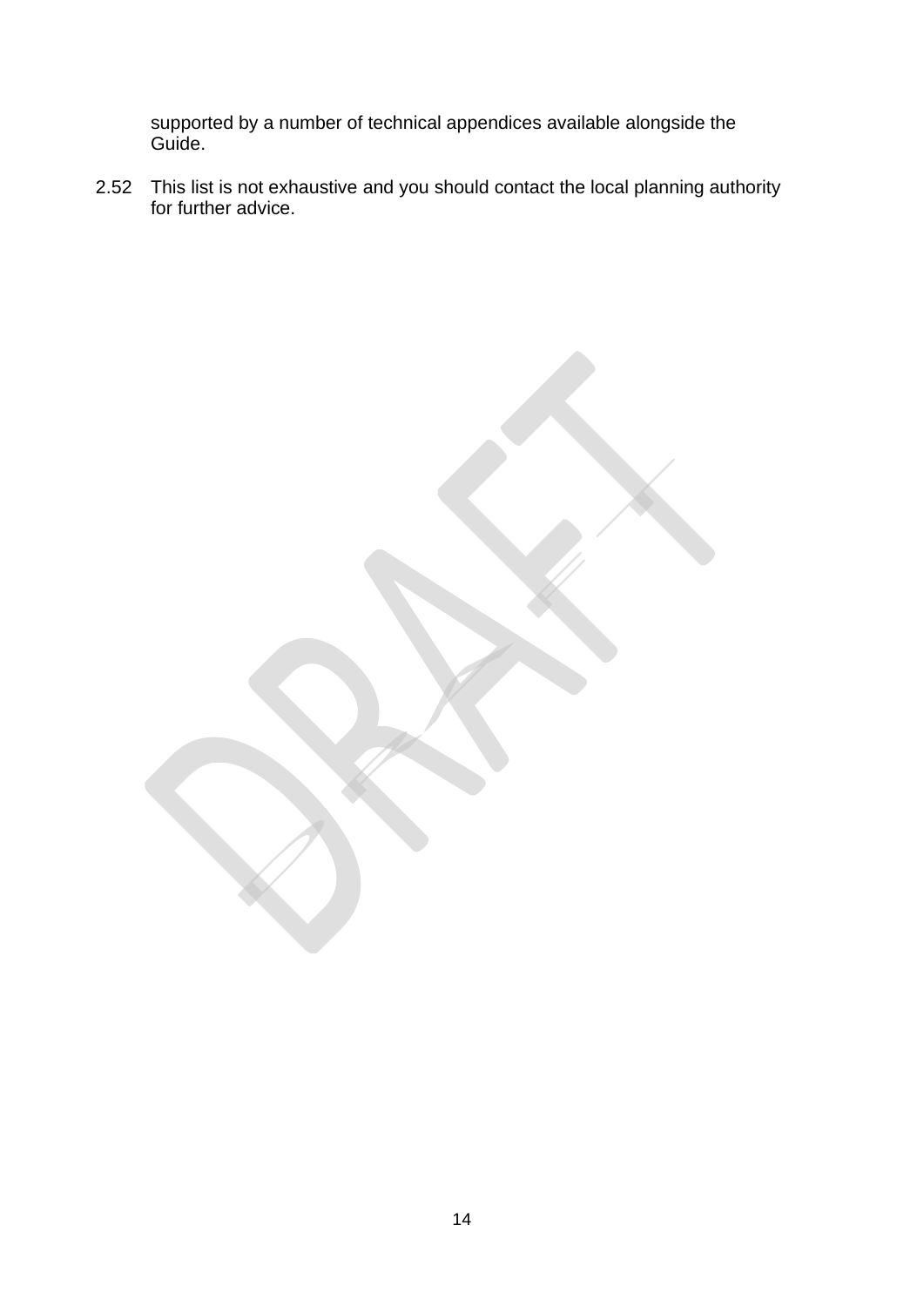supported by a number of technical appendices available alongside the Guide.

2.52 This list is not exhaustive and you should contact the local planning authority for further advice.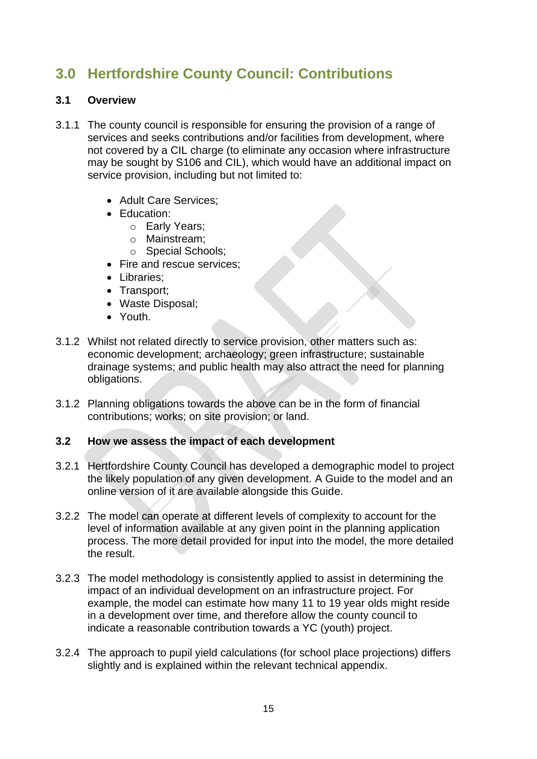## 3.0 Hertfordshire County Council: Contributions

### 3.1 Overview

3.1.1 The county council is responsible for ensuring the provision of a range of services and seeks contributions and/or facilities from development, where not covered by a CIL charge (to eliminate any occasion where infrastructure may be sought by S106 and CIL), which would have an additional impact on service provision, including but not limited to:

- Adult Care Services;
- Education:
  - Early Years;
  - Mainstream;
  - Special Schools;
- Fire and rescue services;
- Libraries;
- Transport;
- Waste Disposal;
- Youth.

3.1.2 Whilst not related directly to service provision, other matters such as: economic development; archaeology; green infrastructure; sustainable drainage systems; and public health may also attract the need for planning obligations.

3.1.2 Planning obligations towards the above can be in the form of financial contributions; works; on site provision; or land.

### 3.2 How we assess the impact of each development

3.2.1 Hertfordshire County Council has developed a demographic model to project the likely population of any given development. A Guide to the model and an online version of it are available alongside this Guide.

3.2.2 The model can operate at different levels of complexity to account for the level of information available at any given point in the planning application process. The more detail provided for input into the model, the more detailed the result.

3.2.3 The model methodology is consistently applied to assist in determining the impact of an individual development on an infrastructure project. For example, the model can estimate how many 11 to 19 year olds might reside in a development over time, and therefore allow the county council to indicate a reasonable contribution towards a YC (youth) project.

3.2.4 The approach to pupil yield calculations (for school place projections) differs slightly and is explained within the relevant technical appendix.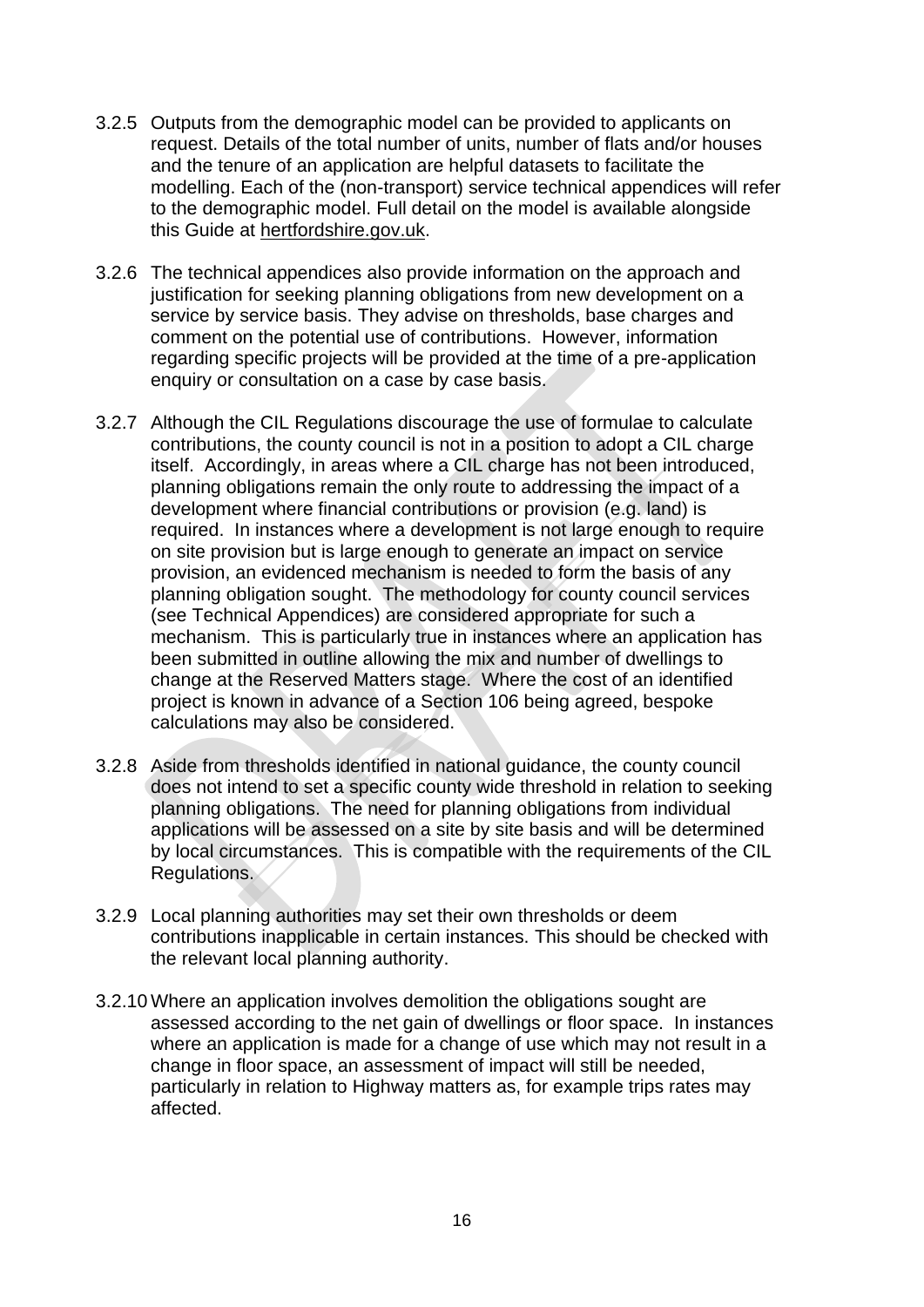3.2.5 Outputs from the demographic model can be provided to applicants on request. Details of the total number of units, number of flats and/or houses and the tenure of an application are helpful datasets to facilitate the modelling. Each of the (non-transport) service technical appendices will refer to the demographic model. Full detail on the model is available alongside this Guide at hertfordshire.gov.uk.

3.2.6 The technical appendices also provide information on the approach and justification for seeking planning obligations from new development on a service by service basis. They advise on thresholds, base charges and comment on the potential use of contributions. However, information regarding specific projects will be provided at the time of a pre-application enquiry or consultation on a case by case basis.

3.2.7 Although the CIL Regulations discourage the use of formulae to calculate contributions, the county council is not in a position to adopt a CIL charge itself. Accordingly, in areas where a CIL charge has not been introduced, planning obligations remain the only route to addressing the impact of a development where financial contributions or provision (e.g. land) is required. In instances where a development is not large enough to require on site provision but is large enough to generate an impact on service provision, an evidenced mechanism is needed to form the basis of any planning obligation sought. The methodology for county council services (see Technical Appendices) are considered appropriate for such a mechanism. This is particularly true in instances where an application has been submitted in outline allowing the mix and number of dwellings to change at the Reserved Matters stage. Where the cost of an identified project is known in advance of a Section 106 being agreed, bespoke calculations may also be considered.

3.2.8 Aside from thresholds identified in national guidance, the county council does not intend to set a specific county wide threshold in relation to seeking planning obligations. The need for planning obligations from individual applications will be assessed on a site by site basis and will be determined by local circumstances. This is compatible with the requirements of the CIL Regulations.

3.2.9 Local planning authorities may set their own thresholds or deem contributions inapplicable in certain instances. This should be checked with the relevant local planning authority.

3.2.10 Where an application involves demolition the obligations sought are assessed according to the net gain of dwellings or floor space. In instances where an application is made for a change of use which may not result in a change in floor space, an assessment of impact will still be needed, particularly in relation to Highway matters as, for example trips rates may affected.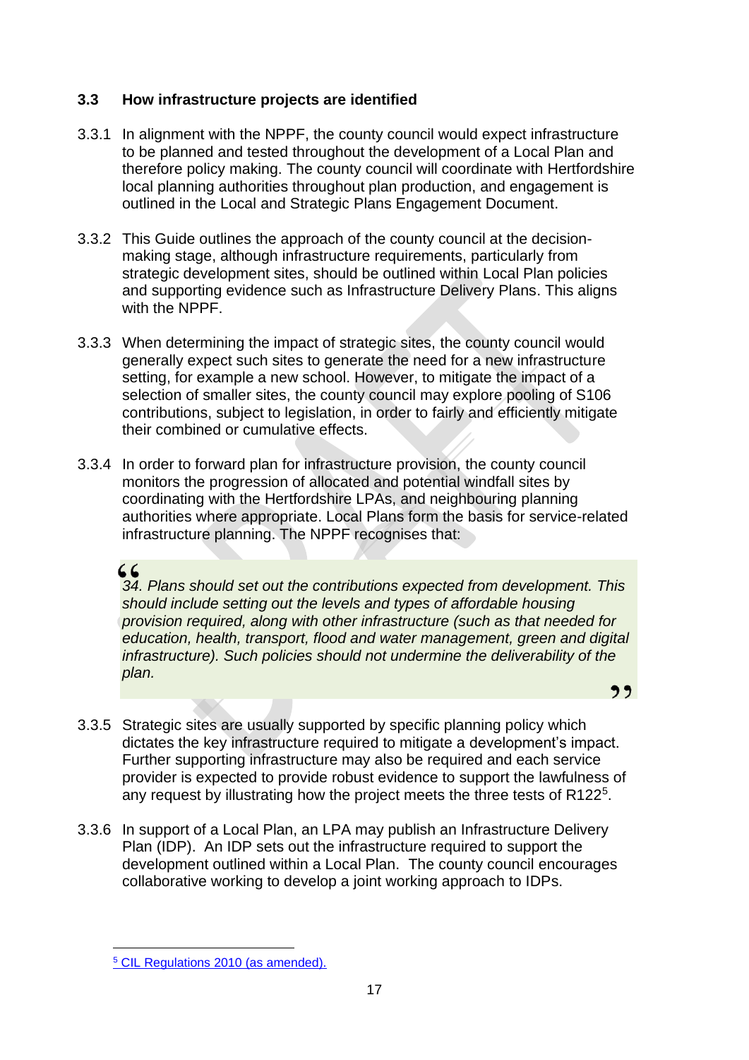### 3.3 How infrastructure projects are identified

3.3.1 In alignment with the NPPF, the county council would expect infrastructure to be planned and tested throughout the development of a Local Plan and therefore policy making. The county council will coordinate with Hertfordshire local planning authorities throughout plan production, and engagement is outlined in the Local and Strategic Plans Engagement Document.

3.3.2 This Guide outlines the approach of the county council at the decision-making stage, although infrastructure requirements, particularly from strategic development sites, should be outlined within Local Plan policies and supporting evidence such as Infrastructure Delivery Plans. This aligns with the NPPF.

3.3.3 When determining the impact of strategic sites, the county council would generally expect such sites to generate the need for a new infrastructure setting, for example a new school. However, to mitigate the impact of a selection of smaller sites, the county council may explore pooling of S106 contributions, subject to legislation, in order to fairly and efficiently mitigate their combined or cumulative effects.

3.3.4 In order to forward plan for infrastructure provision, the county council monitors the progression of allocated and potential windfall sites by coordinating with the Hertfordshire LPAs, and neighbouring planning authorities where appropriate. Local Plans form the basis for service-related infrastructure planning. The NPPF recognises that:

> *34. Plans should set out the contributions expected from development. This should include setting out the levels and types of affordable housing provision required, along with other infrastructure (such as that needed for education, health, transport, flood and water management, green and digital infrastructure). Such policies should not undermine the deliverability of the plan.*

3.3.5 Strategic sites are usually supported by specific planning policy which dictates the key infrastructure required to mitigate a development's impact. Further supporting infrastructure may also be required and each service provider is expected to provide robust evidence to support the lawfulness of any request by illustrating how the project meets the three tests of R122[5].

3.3.6 In support of a Local Plan, an LPA may publish an Infrastructure Delivery Plan (IDP). An IDP sets out the infrastructure required to support the development outlined within a Local Plan. The county council encourages collaborative working to develop a joint working approach to IDPs.

---

[5] CIL Regulations 2010 (as amended).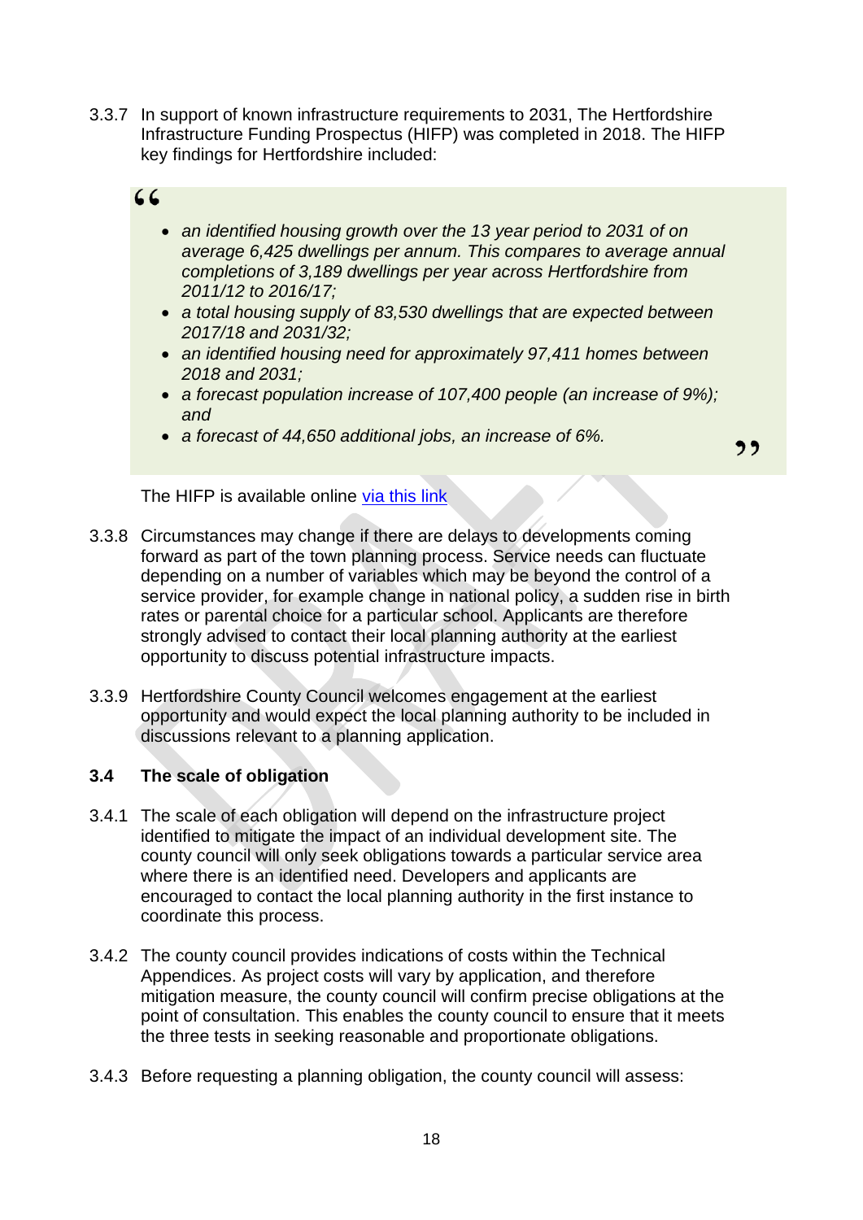3.3.7 In support of known infrastructure requirements to 2031, The Hertfordshire Infrastructure Funding Prospectus (HIFP) was completed in 2018. The HIFP key findings for Hertfordshire included:

> - *an identified housing growth over the 13 year period to 2031 of on average 6,425 dwellings per annum. This compares to average annual completions of 3,189 dwellings per year across Hertfordshire from 2011/12 to 2016/17;*
> - *a total housing supply of 83,530 dwellings that are expected between 2017/18 and 2031/32;*
> - *an identified housing need for approximately 97,411 homes between 2018 and 2031;*
> - *a forecast population increase of 107,400 people (an increase of 9%); and*
> - *a forecast of 44,650 additional jobs, an increase of 6%.*

The HIFP is available online [via this link]

3.3.8 Circumstances may change if there are delays to developments coming forward as part of the town planning process. Service needs can fluctuate depending on a number of variables which may be beyond the control of a service provider, for example change in national policy, a sudden rise in birth rates or parental choice for a particular school. Applicants are therefore strongly advised to contact their local planning authority at the earliest opportunity to discuss potential infrastructure impacts.

3.3.9 Hertfordshire County Council welcomes engagement at the earliest opportunity and would expect the local planning authority to be included in discussions relevant to a planning application.

### 3.4 The scale of obligation

3.4.1 The scale of each obligation will depend on the infrastructure project identified to mitigate the impact of an individual development site. The county council will only seek obligations towards a particular service area where there is an identified need. Developers and applicants are encouraged to contact the local planning authority in the first instance to coordinate this process.

3.4.2 The county council provides indications of costs within the Technical Appendices. As project costs will vary by application, and therefore mitigation measure, the county council will confirm precise obligations at the point of consultation. This enables the county council to ensure that it meets the three tests in seeking reasonable and proportionate obligations.

3.4.3 Before requesting a planning obligation, the county council will assess: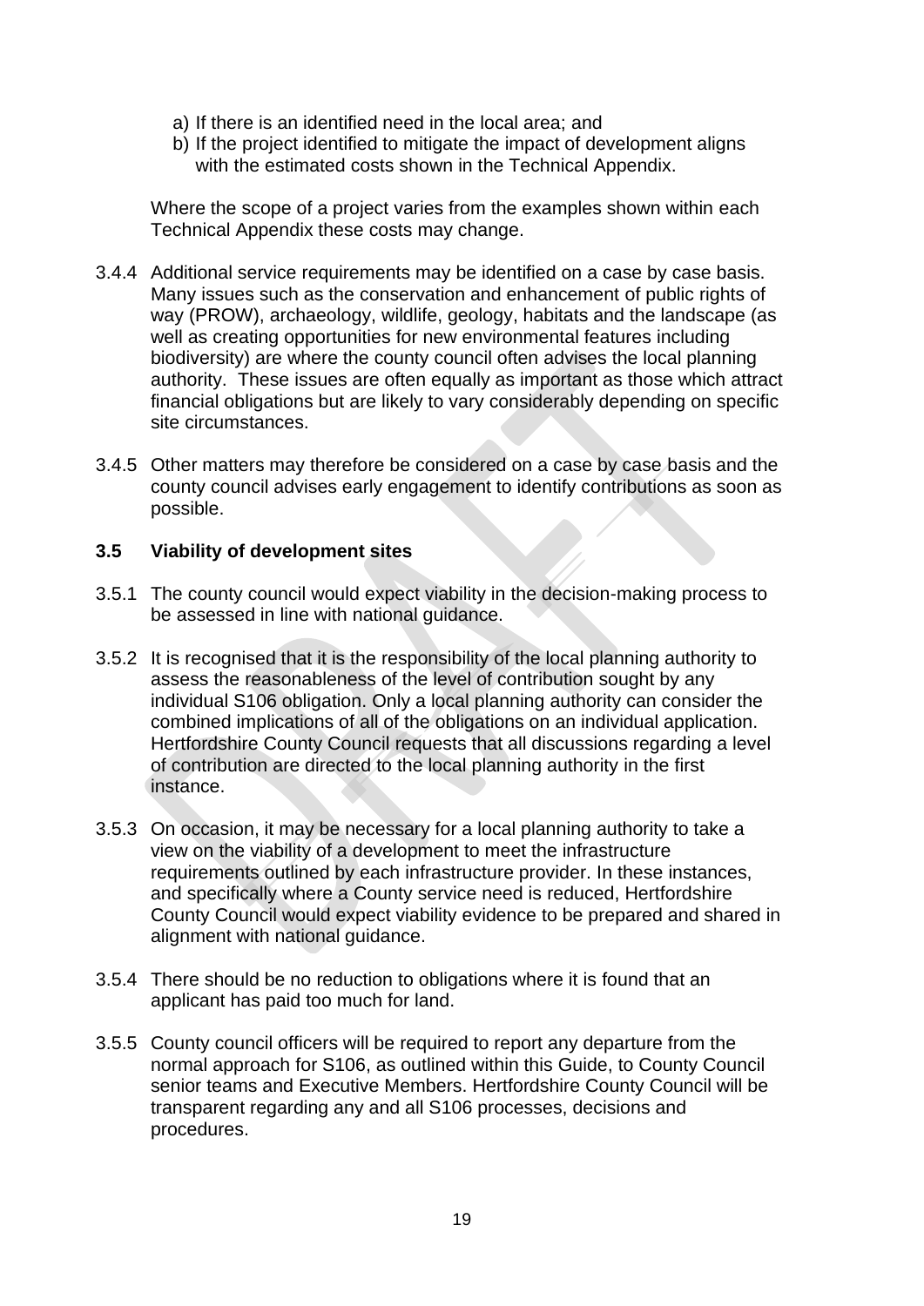a) If there is an identified need in the local area; and
b) If the project identified to mitigate the impact of development aligns with the estimated costs shown in the Technical Appendix.

Where the scope of a project varies from the examples shown within each Technical Appendix these costs may change.

3.4.4 Additional service requirements may be identified on a case by case basis. Many issues such as the conservation and enhancement of public rights of way (PROW), archaeology, wildlife, geology, habitats and the landscape (as well as creating opportunities for new environmental features including biodiversity) are where the county council often advises the local planning authority. These issues are often equally as important as those which attract financial obligations but are likely to vary considerably depending on specific site circumstances.

3.4.5 Other matters may therefore be considered on a case by case basis and the county council advises early engagement to identify contributions as soon as possible.

### 3.5 Viability of development sites

3.5.1 The county council would expect viability in the decision-making process to be assessed in line with national guidance.

3.5.2 It is recognised that it is the responsibility of the local planning authority to assess the reasonableness of the level of contribution sought by any individual S106 obligation. Only a local planning authority can consider the combined implications of all of the obligations on an individual application. Hertfordshire County Council requests that all discussions regarding a level of contribution are directed to the local planning authority in the first instance.

3.5.3 On occasion, it may be necessary for a local planning authority to take a view on the viability of a development to meet the infrastructure requirements outlined by each infrastructure provider. In these instances, and specifically where a County service need is reduced, Hertfordshire County Council would expect viability evidence to be prepared and shared in alignment with national guidance.

3.5.4 There should be no reduction to obligations where it is found that an applicant has paid too much for land.

3.5.5 County council officers will be required to report any departure from the normal approach for S106, as outlined within this Guide, to County Council senior teams and Executive Members. Hertfordshire County Council will be transparent regarding any and all S106 processes, decisions and procedures.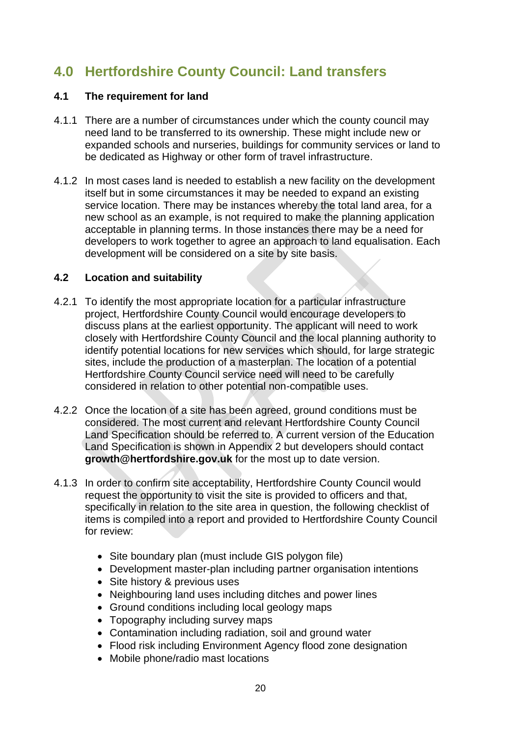# 4.0 Hertfordshire County Council: Land transfers

### 4.1 The requirement for land

4.1.1 There are a number of circumstances under which the county council may need land to be transferred to its ownership. These might include new or expanded schools and nurseries, buildings for community services or land to be dedicated as Highway or other form of travel infrastructure.

4.1.2 In most cases land is needed to establish a new facility on the development itself but in some circumstances it may be needed to expand an existing service location. There may be instances whereby the total land area, for a new school as an example, is not required to make the planning application acceptable in planning terms. In those instances there may be a need for developers to work together to agree an approach to land equalisation. Each development will be considered on a site by site basis.

### 4.2 Location and suitability

4.2.1 To identify the most appropriate location for a particular infrastructure project, Hertfordshire County Council would encourage developers to discuss plans at the earliest opportunity. The applicant will need to work closely with Hertfordshire County Council and the local planning authority to identify potential locations for new services which should, for large strategic sites, include the production of a masterplan. The location of a potential Hertfordshire County Council service need will need to be carefully considered in relation to other potential non-compatible uses.

4.2.2 Once the location of a site has been agreed, ground conditions must be considered. The most current and relevant Hertfordshire County Council Land Specification should be referred to. A current version of the Education Land Specification is shown in Appendix 2 but developers should contact **growth@hertfordshire.gov.uk** for the most up to date version.

4.1.3 In order to confirm site acceptability, Hertfordshire County Council would request the opportunity to visit the site is provided to officers and that, specifically in relation to the site area in question, the following checklist of items is compiled into a report and provided to Hertfordshire County Council for review:

- Site boundary plan (must include GIS polygon file)
- Development master-plan including partner organisation intentions
- Site history & previous uses
- Neighbouring land uses including ditches and power lines
- Ground conditions including local geology maps
- Topography including survey maps
- Contamination including radiation, soil and ground water
- Flood risk including Environment Agency flood zone designation
- Mobile phone/radio mast locations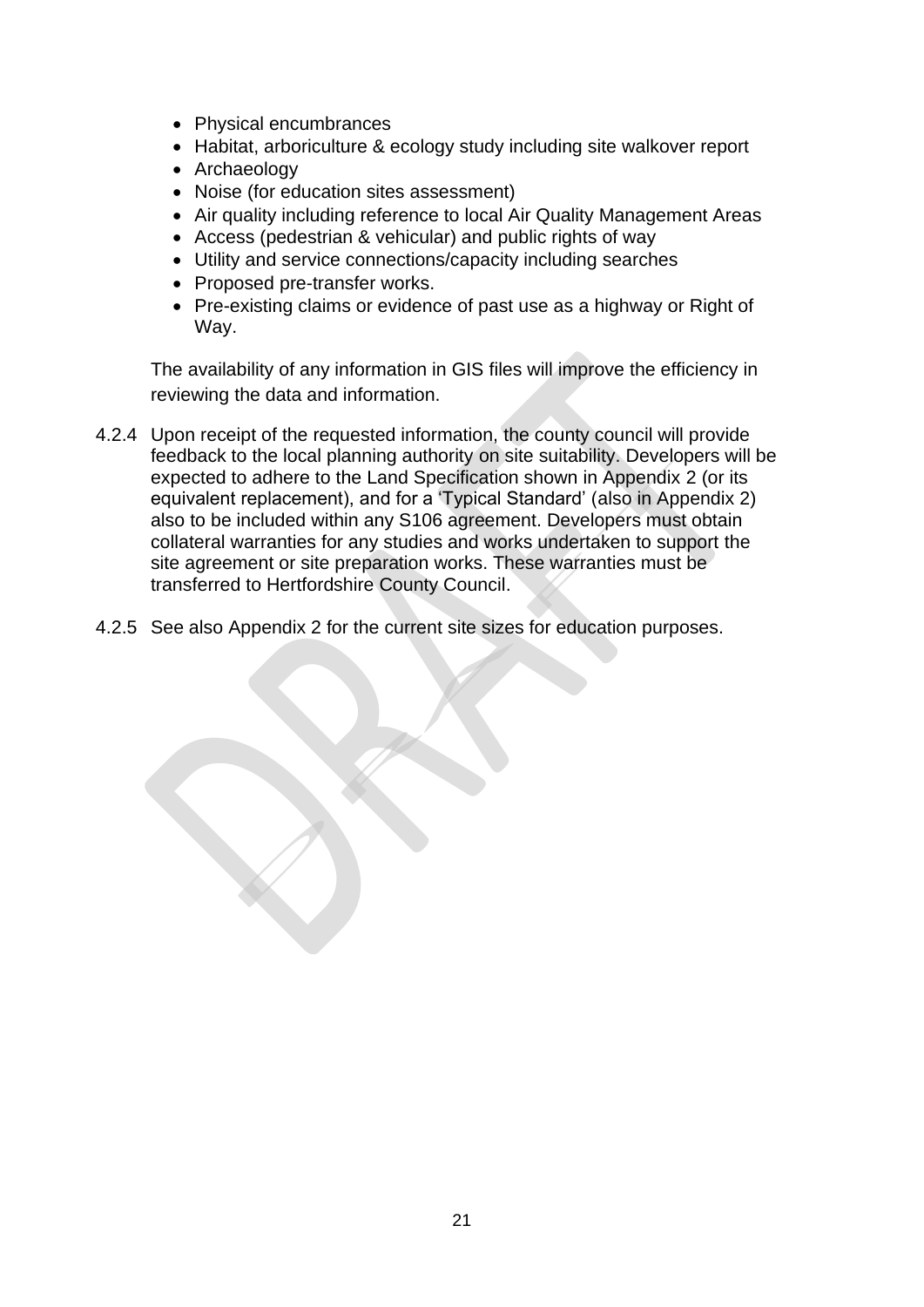- Physical encumbrances
- Habitat, arboriculture & ecology study including site walkover report
- Archaeology
- Noise (for education sites assessment)
- Air quality including reference to local Air Quality Management Areas
- Access (pedestrian & vehicular) and public rights of way
- Utility and service connections/capacity including searches
- Proposed pre-transfer works.
- Pre-existing claims or evidence of past use as a highway or Right of Way.

The availability of any information in GIS files will improve the efficiency in reviewing the data and information.

4.2.4 Upon receipt of the requested information, the county council will provide feedback to the local planning authority on site suitability. Developers will be expected to adhere to the Land Specification shown in Appendix 2 (or its equivalent replacement), and for a 'Typical Standard' (also in Appendix 2) also to be included within any S106 agreement. Developers must obtain collateral warranties for any studies and works undertaken to support the site agreement or site preparation works. These warranties must be transferred to Hertfordshire County Council.

4.2.5 See also Appendix 2 for the current site sizes for education purposes.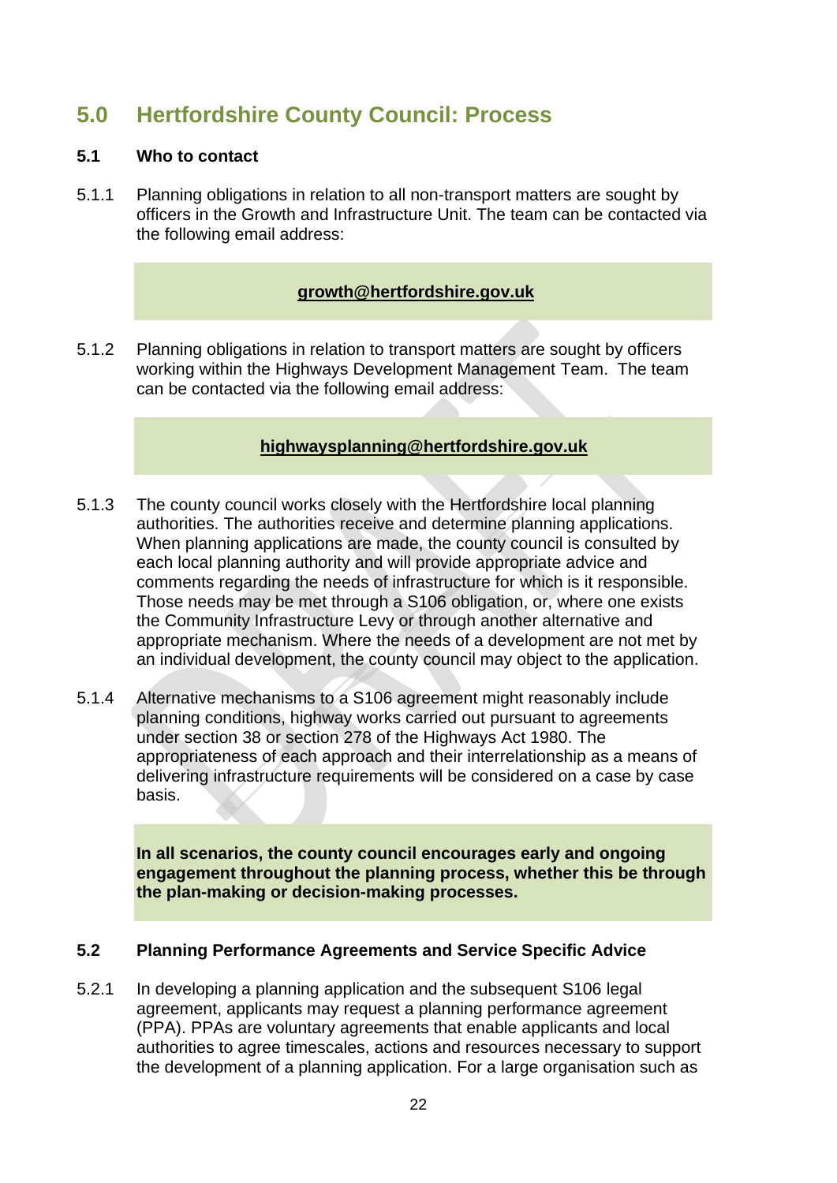## 5.0 Hertfordshire County Council: Process

### 5.1 Who to contact

5.1.1 Planning obligations in relation to all non-transport matters are sought by officers in the Growth and Infrastructure Unit. The team can be contacted via the following email address:

**growth@hertfordshire.gov.uk**

5.1.2 Planning obligations in relation to transport matters are sought by officers working within the Highways Development Management Team. The team can be contacted via the following email address:

**highwaysplanning@hertfordshire.gov.uk**

5.1.3 The county council works closely with the Hertfordshire local planning authorities. The authorities receive and determine planning applications. When planning applications are made, the county council is consulted by each local planning authority and will provide appropriate advice and comments regarding the needs of infrastructure for which is it responsible. Those needs may be met through a S106 obligation, or, where one exists the Community Infrastructure Levy or through another alternative and appropriate mechanism. Where the needs of a development are not met by an individual development, the county council may object to the application.

5.1.4 Alternative mechanisms to a S106 agreement might reasonably include planning conditions, highway works carried out pursuant to agreements under section 38 or section 278 of the Highways Act 1980. The appropriateness of each approach and their interrelationship as a means of delivering infrastructure requirements will be considered on a case by case basis.

**In all scenarios, the county council encourages early and ongoing engagement throughout the planning process, whether this be through the plan-making or decision-making processes.**

### 5.2 Planning Performance Agreements and Service Specific Advice

5.2.1 In developing a planning application and the subsequent S106 legal agreement, applicants may request a planning performance agreement (PPA). PPAs are voluntary agreements that enable applicants and local authorities to agree timescales, actions and resources necessary to support the development of a planning application. For a large organisation such as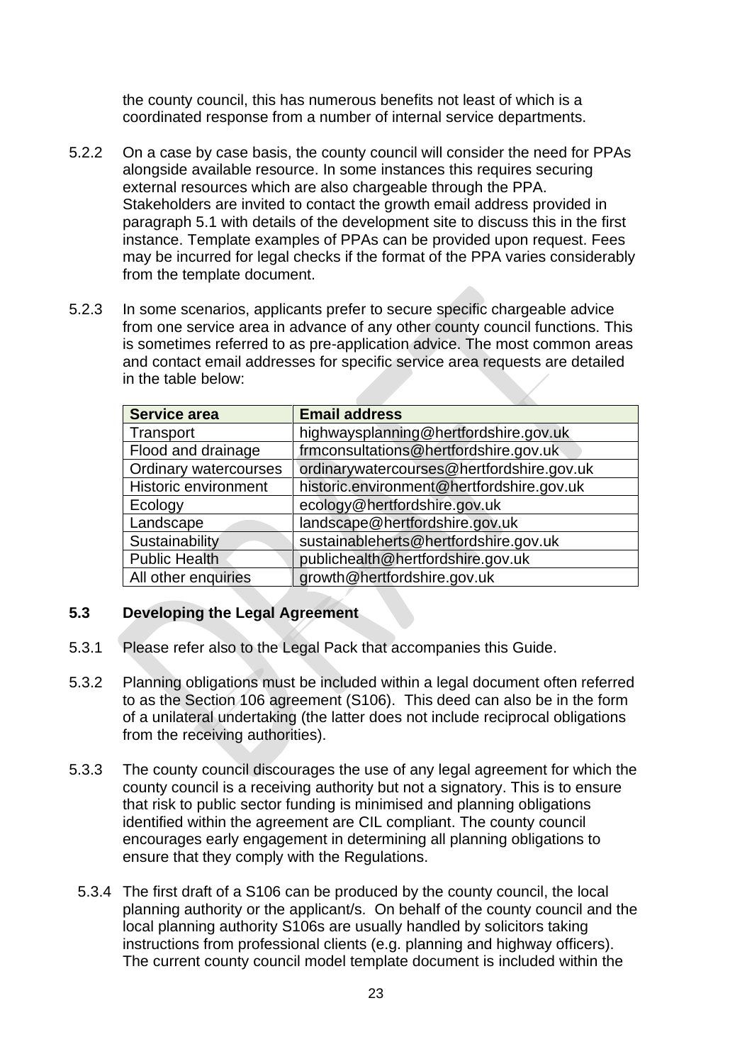the county council, this has numerous benefits not least of which is a coordinated response from a number of internal service departments.

5.2.2 On a case by case basis, the county council will consider the need for PPAs alongside available resource. In some instances this requires securing external resources which are also chargeable through the PPA. Stakeholders are invited to contact the growth email address provided in paragraph 5.1 with details of the development site to discuss this in the first instance. Template examples of PPAs can be provided upon request. Fees may be incurred for legal checks if the format of the PPA varies considerably from the template document.

5.2.3 In some scenarios, applicants prefer to secure specific chargeable advice from one service area in advance of any other county council functions. This is sometimes referred to as pre-application advice. The most common areas and contact email addresses for specific service area requests are detailed in the table below:

| Service area | Email address |
|---|---|
| Transport | highwaysplanning@hertfordshire.gov.uk |
| Flood and drainage | frmconsultations@hertfordshire.gov.uk |
| Ordinary watercourses | ordinarywatercourses@hertfordshire.gov.uk |
| Historic environment | historic.environment@hertfordshire.gov.uk |
| Ecology | ecology@hertfordshire.gov.uk |
| Landscape | landscape@hertfordshire.gov.uk |
| Sustainability | sustainableherts@hertfordshire.gov.uk |
| Public Health | publichealth@hertfordshire.gov.uk |
| All other enquiries | growth@hertfordshire.gov.uk |

### 5.3 Developing the Legal Agreement

5.3.1 Please refer also to the Legal Pack that accompanies this Guide.

5.3.2 Planning obligations must be included within a legal document often referred to as the Section 106 agreement (S106). This deed can also be in the form of a unilateral undertaking (the latter does not include reciprocal obligations from the receiving authorities).

5.3.3 The county council discourages the use of any legal agreement for which the county council is a receiving authority but not a signatory. This is to ensure that risk to public sector funding is minimised and planning obligations identified within the agreement are CIL compliant. The county council encourages early engagement in determining all planning obligations to ensure that they comply with the Regulations.

5.3.4 The first draft of a S106 can be produced by the county council, the local planning authority or the applicant/s. On behalf of the county council and the local planning authority S106s are usually handled by solicitors taking instructions from professional clients (e.g. planning and highway officers). The current county council model template document is included within the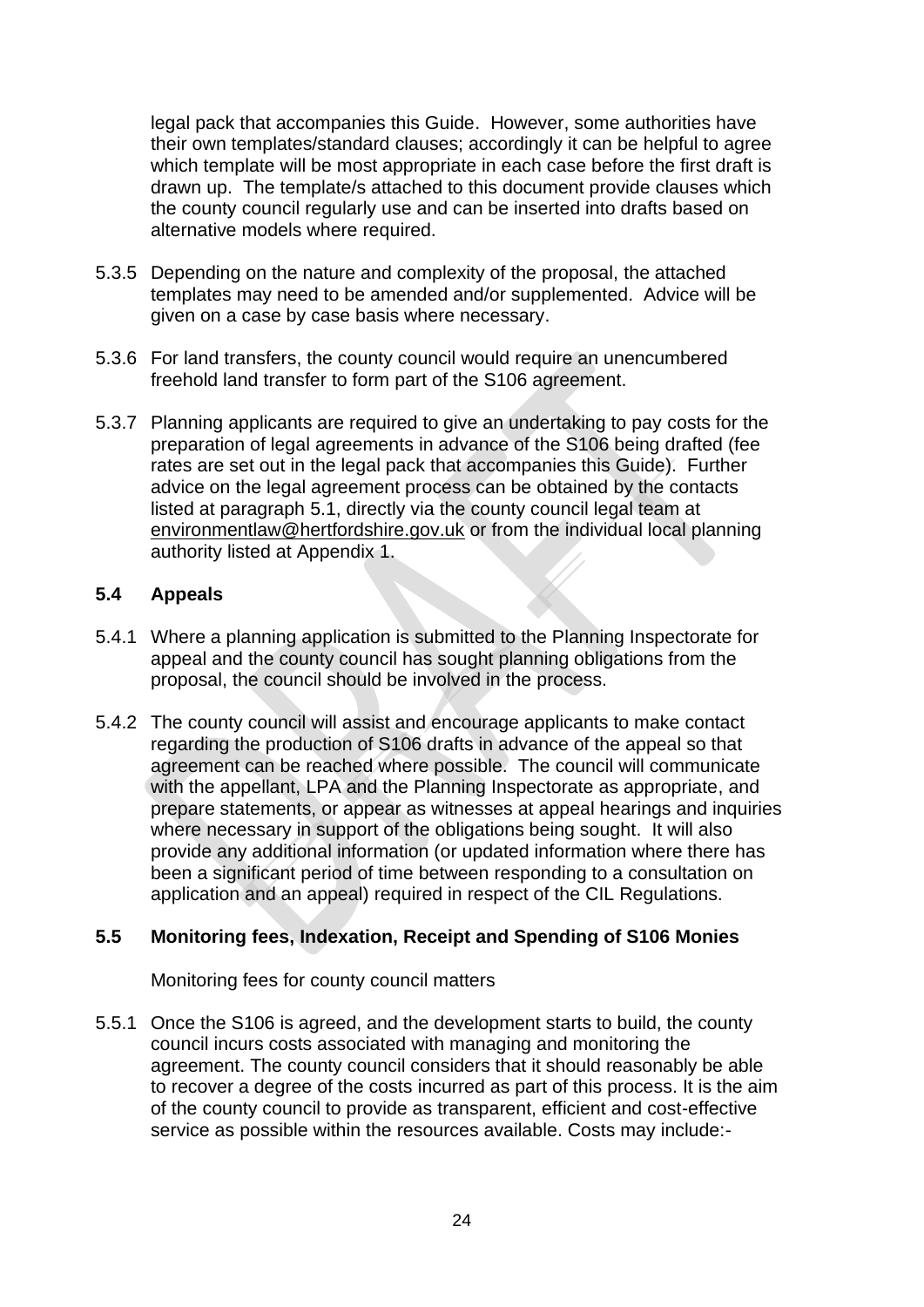legal pack that accompanies this Guide. However, some authorities have their own templates/standard clauses; accordingly it can be helpful to agree which template will be most appropriate in each case before the first draft is drawn up. The template/s attached to this document provide clauses which the county council regularly use and can be inserted into drafts based on alternative models where required.

5.3.5 Depending on the nature and complexity of the proposal, the attached templates may need to be amended and/or supplemented. Advice will be given on a case by case basis where necessary.

5.3.6 For land transfers, the county council would require an unencumbered freehold land transfer to form part of the S106 agreement.

5.3.7 Planning applicants are required to give an undertaking to pay costs for the preparation of legal agreements in advance of the S106 being drafted (fee rates are set out in the legal pack that accompanies this Guide). Further advice on the legal agreement process can be obtained by the contacts listed at paragraph 5.1, directly via the county council legal team at environmentlaw@hertfordshire.gov.uk or from the individual local planning authority listed at Appendix 1.

### 5.4 Appeals

5.4.1 Where a planning application is submitted to the Planning Inspectorate for appeal and the county council has sought planning obligations from the proposal, the council should be involved in the process.

5.4.2 The county council will assist and encourage applicants to make contact regarding the production of S106 drafts in advance of the appeal so that agreement can be reached where possible. The council will communicate with the appellant, LPA and the Planning Inspectorate as appropriate, and prepare statements, or appear as witnesses at appeal hearings and inquiries where necessary in support of the obligations being sought. It will also provide any additional information (or updated information where there has been a significant period of time between responding to a consultation on application and an appeal) required in respect of the CIL Regulations.

### 5.5 Monitoring fees, Indexation, Receipt and Spending of S106 Monies

Monitoring fees for county council matters

5.5.1 Once the S106 is agreed, and the development starts to build, the county council incurs costs associated with managing and monitoring the agreement. The county council considers that it should reasonably be able to recover a degree of the costs incurred as part of this process. It is the aim of the county council to provide as transparent, efficient and cost-effective service as possible within the resources available. Costs may include:-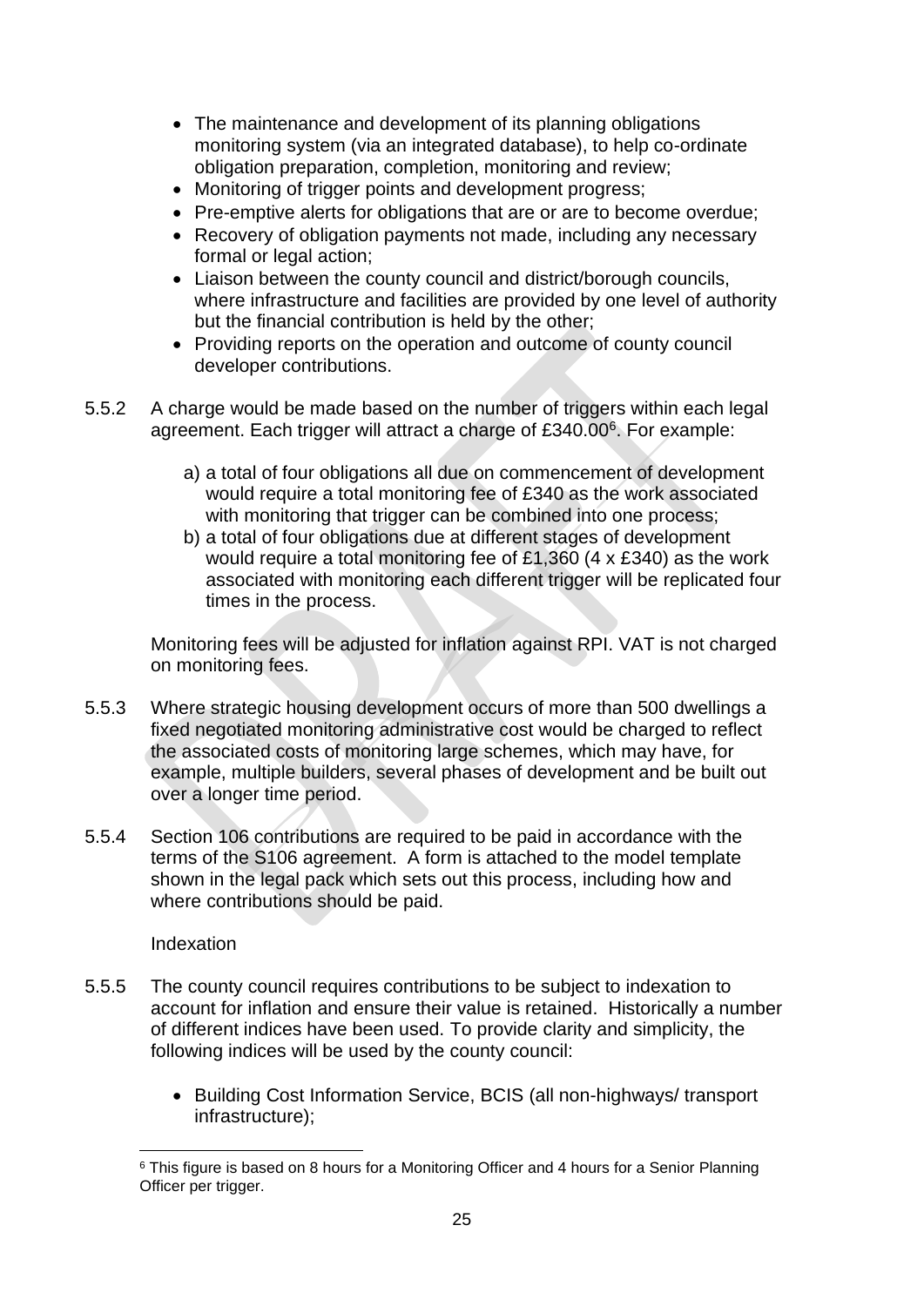- The maintenance and development of its planning obligations monitoring system (via an integrated database), to help co-ordinate obligation preparation, completion, monitoring and review;
- Monitoring of trigger points and development progress;
- Pre-emptive alerts for obligations that are or are to become overdue;
- Recovery of obligation payments not made, including any necessary formal or legal action;
- Liaison between the county council and district/borough councils, where infrastructure and facilities are provided by one level of authority but the financial contribution is held by the other;
- Providing reports on the operation and outcome of county council developer contributions.

5.5.2 A charge would be made based on the number of triggers within each legal agreement. Each trigger will attract a charge of £340.00[6]. For example:

a) a total of four obligations all due on commencement of development would require a total monitoring fee of £340 as the work associated with monitoring that trigger can be combined into one process;

b) a total of four obligations due at different stages of development would require a total monitoring fee of £1,360 (4 x £340) as the work associated with monitoring each different trigger will be replicated four times in the process.

Monitoring fees will be adjusted for inflation against RPI. VAT is not charged on monitoring fees.

5.5.3 Where strategic housing development occurs of more than 500 dwellings a fixed negotiated monitoring administrative cost would be charged to reflect the associated costs of monitoring large schemes, which may have, for example, multiple builders, several phases of development and be built out over a longer time period.

5.5.4 Section 106 contributions are required to be paid in accordance with the terms of the S106 agreement. A form is attached to the model template shown in the legal pack which sets out this process, including how and where contributions should be paid.

Indexation

5.5.5 The county council requires contributions to be subject to indexation to account for inflation and ensure their value is retained. Historically a number of different indices have been used. To provide clarity and simplicity, the following indices will be used by the county council:

- Building Cost Information Service, BCIS (all non-highways/ transport infrastructure);

[6] This figure is based on 8 hours for a Monitoring Officer and 4 hours for a Senior Planning Officer per trigger.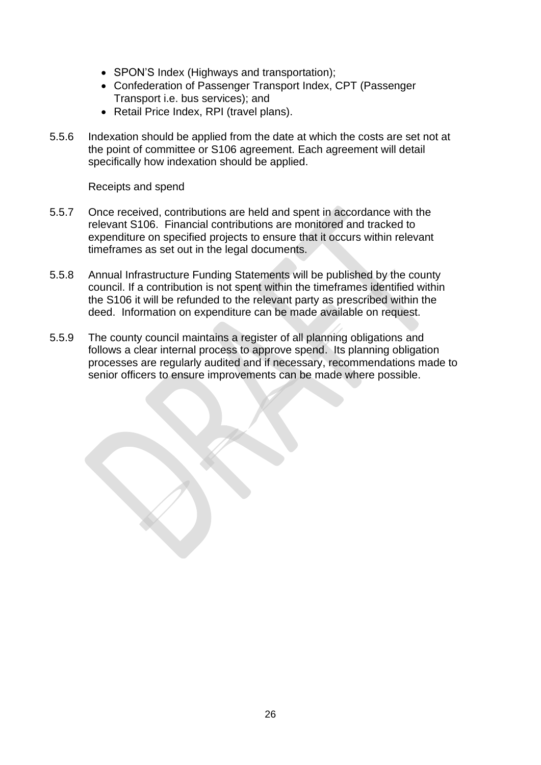- SPON'S Index (Highways and transportation);
- Confederation of Passenger Transport Index, CPT (Passenger Transport i.e. bus services); and
- Retail Price Index, RPI (travel plans).

5.5.6 Indexation should be applied from the date at which the costs are set not at the point of committee or S106 agreement. Each agreement will detail specifically how indexation should be applied.

Receipts and spend

5.5.7 Once received, contributions are held and spent in accordance with the relevant S106. Financial contributions are monitored and tracked to expenditure on specified projects to ensure that it occurs within relevant timeframes as set out in the legal documents.

5.5.8 Annual Infrastructure Funding Statements will be published by the county council. If a contribution is not spent within the timeframes identified within the S106 it will be refunded to the relevant party as prescribed within the deed. Information on expenditure can be made available on request.

5.5.9 The county council maintains a register of all planning obligations and follows a clear internal process to approve spend. Its planning obligation processes are regularly audited and if necessary, recommendations made to senior officers to ensure improvements can be made where possible.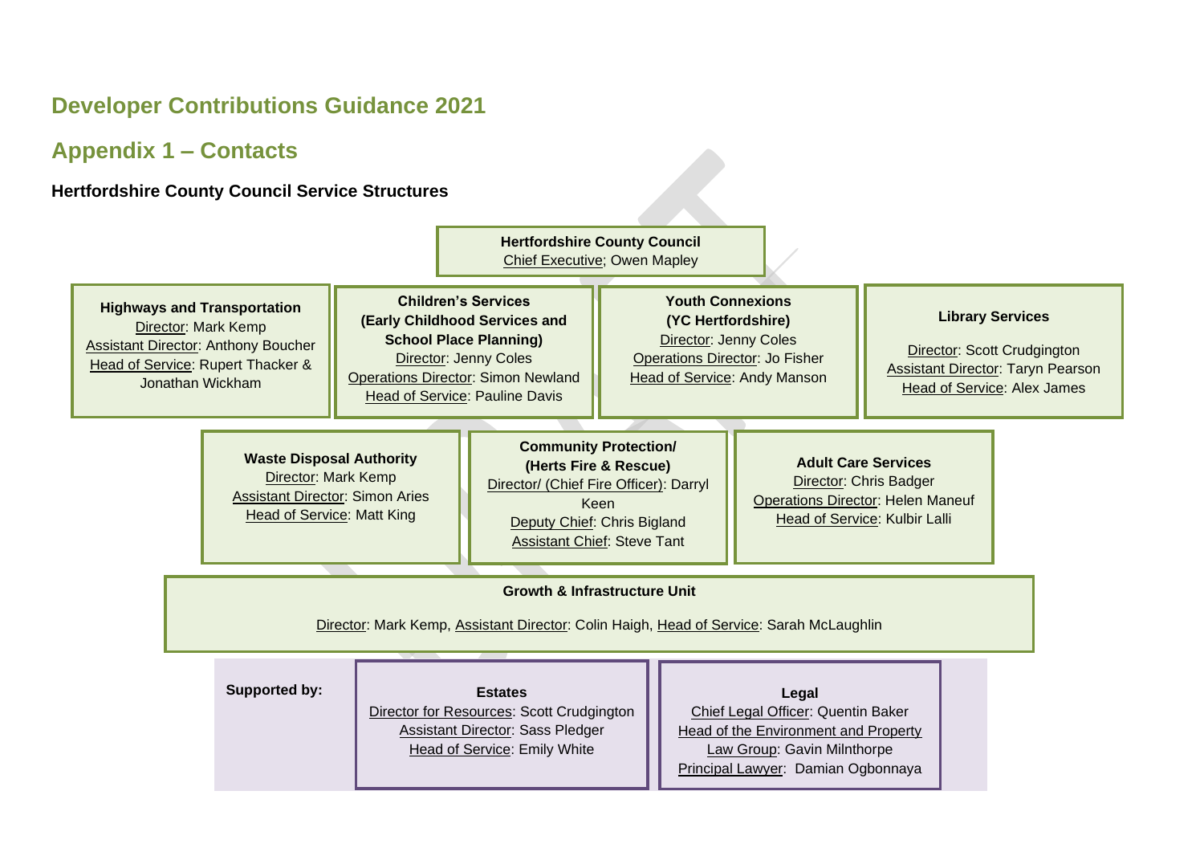# Developer Contributions Guidance 2021

## Appendix 1 – Contacts

**Hertfordshire County Council Service Structures**

**Hertfordshire County Council**
Chief Executive; Owen Mapley

**Highways and Transportation**
Director: Mark Kemp
Assistant Director: Anthony Boucher
Head of Service: Rupert Thacker & Jonathan Wickham

**Children's Services (Early Childhood Services and School Place Planning)**
Director: Jenny Coles
Operations Director: Simon Newland
Head of Service: Pauline Davis

**Youth Connexions (YC Hertfordshire)**
Director: Jenny Coles
Operations Director: Jo Fisher
Head of Service: Andy Manson

**Library Services**
Director: Scott Crudgington
Assistant Director: Taryn Pearson
Head of Service: Alex James

**Waste Disposal Authority**
Director: Mark Kemp
Assistant Director: Simon Aries
Head of Service: Matt King

**Community Protection/ (Herts Fire & Rescue)**
Director/ (Chief Fire Officer): Darryl Keen
Deputy Chief: Chris Bigland
Assistant Chief: Steve Tant

**Adult Care Services**
Director: Chris Badger
Operations Director: Helen Maneuf
Head of Service: Kulbir Lalli

**Growth & Infrastructure Unit**
Director: Mark Kemp, Assistant Director: Colin Haigh, Head of Service: Sarah McLaughlin

**Supported by:**

**Estates**
Director for Resources: Scott Crudgington
Assistant Director: Sass Pledger
Head of Service: Emily White

**Legal**
Chief Legal Officer: Quentin Baker
Head of the Environment and Property Law Group: Gavin Milnthorpe
Principal Lawyer: Damian Ogbonnaya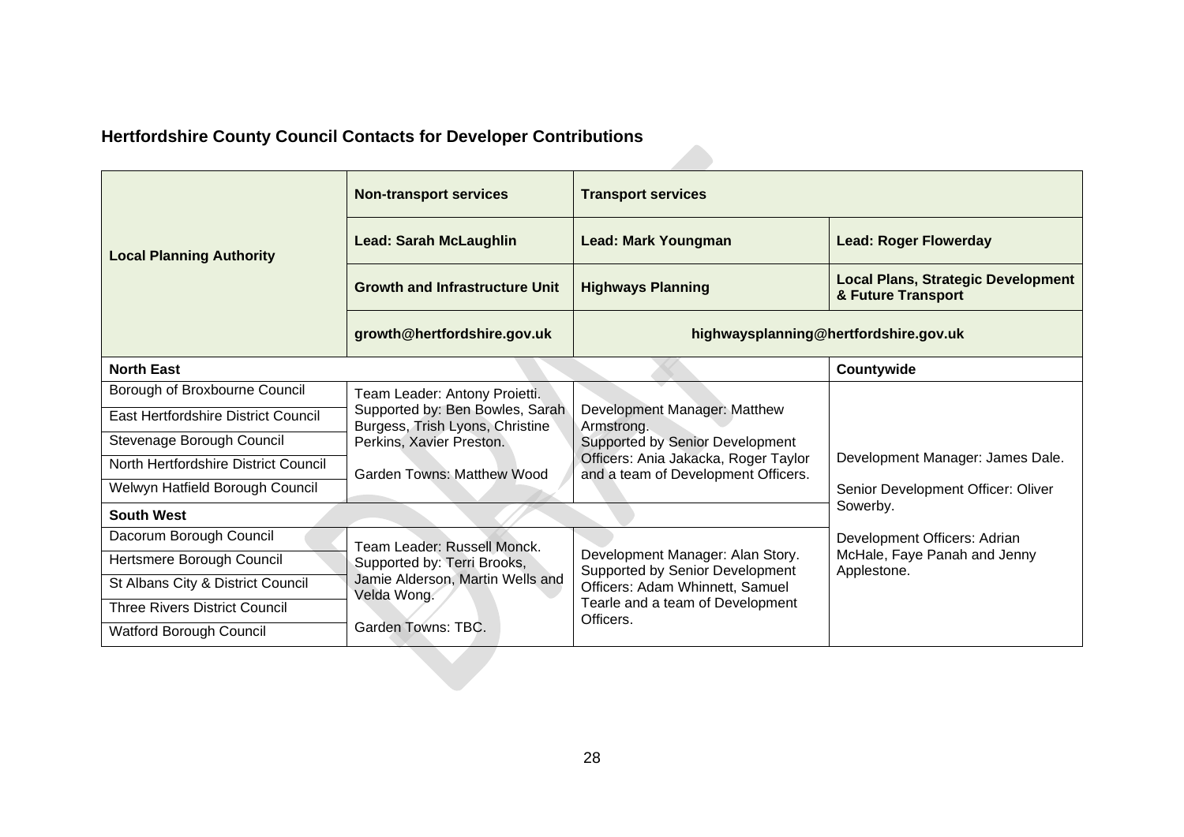## Hertfordshire County Council Contacts for Developer Contributions

| Local Planning Authority | Non-transport services | Transport services | |
|---|---|---|---|
| | Lead: Sarah McLaughlin | Lead: Mark Youngman | Lead: Roger Flowerday |
| | Growth and Infrastructure Unit | Highways Planning | Local Plans, Strategic Development & Future Transport |
| | growth@hertfordshire.gov.uk | highwaysplanning@hertfordshire.gov.uk | |
| **North East** | | | **Countywide** |
| Borough of Broxbourne Council | Team Leader: Antony Proietti. Supported by: Ben Bowles, Sarah Burgess, Trish Lyons, Christine Perkins, Xavier Preston. Garden Towns: Matthew Wood | Development Manager: Matthew Armstrong. Supported by Senior Development Officers: Ania Jakacka, Roger Taylor and a team of Development Officers. | Development Manager: James Dale. Senior Development Officer: Oliver Sowerby. Development Officers: Adrian McHale, Faye Panah and Jenny Applestone. |
| East Hertfordshire District Council | | | |
| Stevenage Borough Council | | | |
| North Hertfordshire District Council | | | |
| Welwyn Hatfield Borough Council | | | |
| **South West** | | | |
| Dacorum Borough Council | Team Leader: Russell Monck. Supported by: Terri Brooks, Jamie Alderson, Martin Wells and Velda Wong. Garden Towns: TBC. | Development Manager: Alan Story. Supported by Senior Development Officers: Adam Whinnett, Samuel Tearle and a team of Development Officers. | |
| Hertsmere Borough Council | | | |
| St Albans City & District Council | | | |
| Three Rivers District Council | | | |
| Watford Borough Council | | | |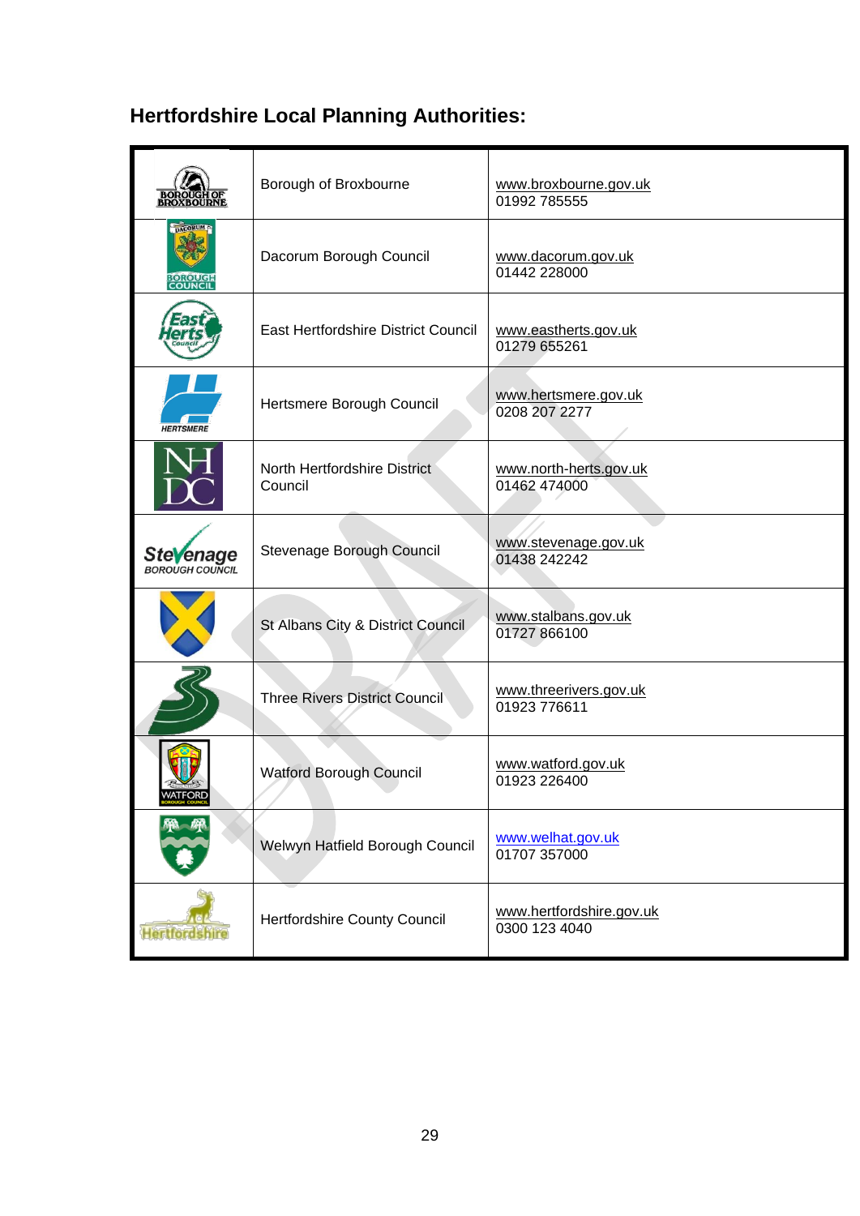## Hertfordshire Local Planning Authorities:

| | | |
|---|---|---|
| | Borough of Broxbourne | www.broxbourne.gov.uk 01992 785555 |
| | Dacorum Borough Council | www.dacorum.gov.uk 01442 228000 |
| | East Hertfordshire District Council | www.eastherts.gov.uk 01279 655261 |
| | Hertsmere Borough Council | www.hertsmere.gov.uk 0208 207 2277 |
| | North Hertfordshire District Council | www.north-herts.gov.uk 01462 474000 |
| | Stevenage Borough Council | www.stevenage.gov.uk 01438 242242 |
| | St Albans City & District Council | www.stalbans.gov.uk 01727 866100 |
| | Three Rivers District Council | www.threerivers.gov.uk 01923 776611 |
| | Watford Borough Council | www.watford.gov.uk 01923 226400 |
| | Welwyn Hatfield Borough Council | www.welhat.gov.uk 01707 357000 |
| | Hertfordshire County Council | www.hertfordshire.gov.uk 0300 123 4040 |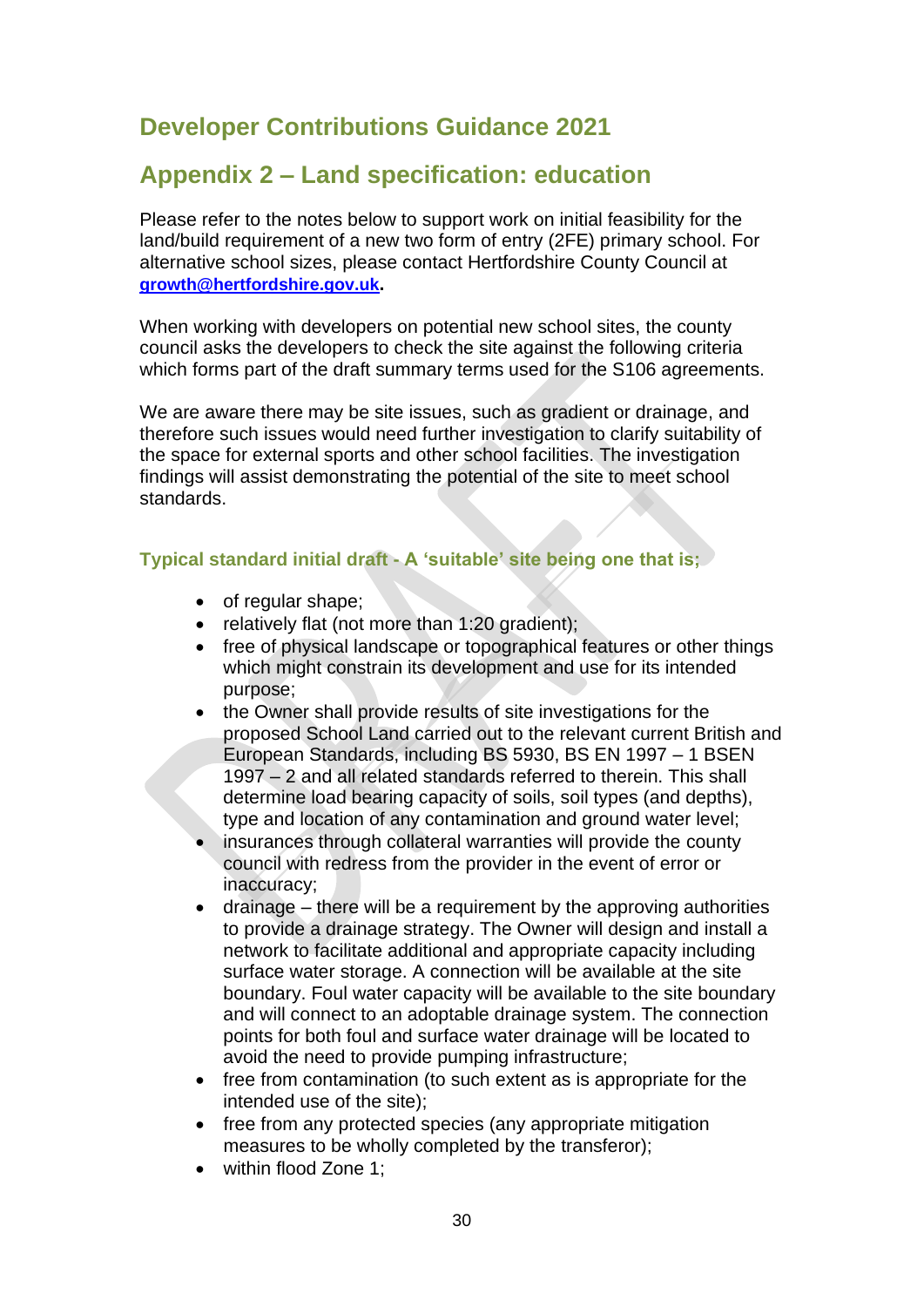## Developer Contributions Guidance 2021

## Appendix 2 – Land specification: education

Please refer to the notes below to support work on initial feasibility for the land/build requirement of a new two form of entry (2FE) primary school. For alternative school sizes, please contact Hertfordshire County Council at **growth@hertfordshire.gov.uk**.

When working with developers on potential new school sites, the county council asks the developers to check the site against the following criteria which forms part of the draft summary terms used for the S106 agreements.

We are aware there may be site issues, such as gradient or drainage, and therefore such issues would need further investigation to clarify suitability of the space for external sports and other school facilities. The investigation findings will assist demonstrating the potential of the site to meet school standards.

### Typical standard initial draft - A 'suitable' site being one that is;

- of regular shape;
- relatively flat (not more than 1:20 gradient);
- free of physical landscape or topographical features or other things which might constrain its development and use for its intended purpose;
- the Owner shall provide results of site investigations for the proposed School Land carried out to the relevant current British and European Standards, including BS 5930, BS EN 1997 – 1 BSEN 1997 – 2 and all related standards referred to therein. This shall determine load bearing capacity of soils, soil types (and depths), type and location of any contamination and ground water level;
- insurances through collateral warranties will provide the county council with redress from the provider in the event of error or inaccuracy;
- drainage – there will be a requirement by the approving authorities to provide a drainage strategy. The Owner will design and install a network to facilitate additional and appropriate capacity including surface water storage. A connection will be available at the site boundary. Foul water capacity will be available to the site boundary and will connect to an adoptable drainage system. The connection points for both foul and surface water drainage will be located to avoid the need to provide pumping infrastructure;
- free from contamination (to such extent as is appropriate for the intended use of the site);
- free from any protected species (any appropriate mitigation measures to be wholly completed by the transferor);
- within flood Zone 1;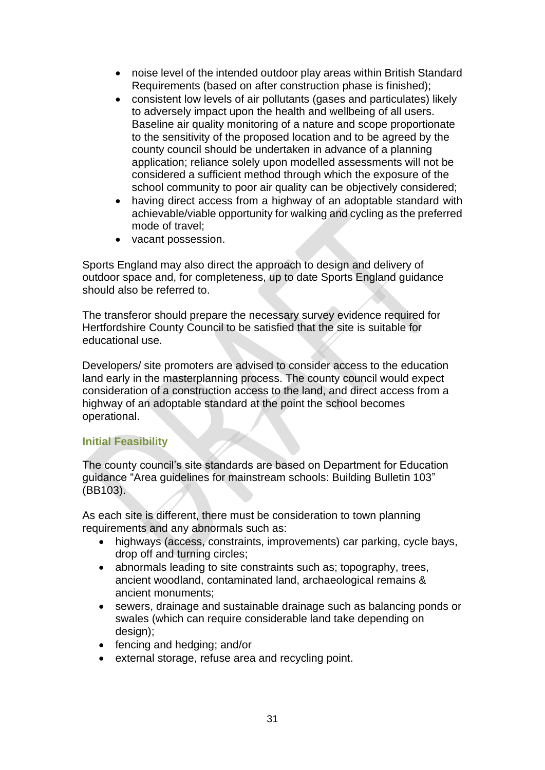- noise level of the intended outdoor play areas within British Standard Requirements (based on after construction phase is finished);
- consistent low levels of air pollutants (gases and particulates) likely to adversely impact upon the health and wellbeing of all users. Baseline air quality monitoring of a nature and scope proportionate to the sensitivity of the proposed location and to be agreed by the county council should be undertaken in advance of a planning application; reliance solely upon modelled assessments will not be considered a sufficient method through which the exposure of the school community to poor air quality can be objectively considered;
- having direct access from a highway of an adoptable standard with achievable/viable opportunity for walking and cycling as the preferred mode of travel;
- vacant possession.

Sports England may also direct the approach to design and delivery of outdoor space and, for completeness, up to date Sports England guidance should also be referred to.

The transferor should prepare the necessary survey evidence required for Hertfordshire County Council to be satisfied that the site is suitable for educational use.

Developers/ site promoters are advised to consider access to the education land early in the masterplanning process. The county council would expect consideration of a construction access to the land, and direct access from a highway of an adoptable standard at the point the school becomes operational.

### Initial Feasibility

The county council's site standards are based on Department for Education guidance "Area guidelines for mainstream schools: Building Bulletin 103" (BB103).

As each site is different, there must be consideration to town planning requirements and any abnormals such as:

- highways (access, constraints, improvements) car parking, cycle bays, drop off and turning circles;
- abnormals leading to site constraints such as; topography, trees, ancient woodland, contaminated land, archaeological remains & ancient monuments;
- sewers, drainage and sustainable drainage such as balancing ponds or swales (which can require considerable land take depending on design);
- fencing and hedging; and/or
- external storage, refuse area and recycling point.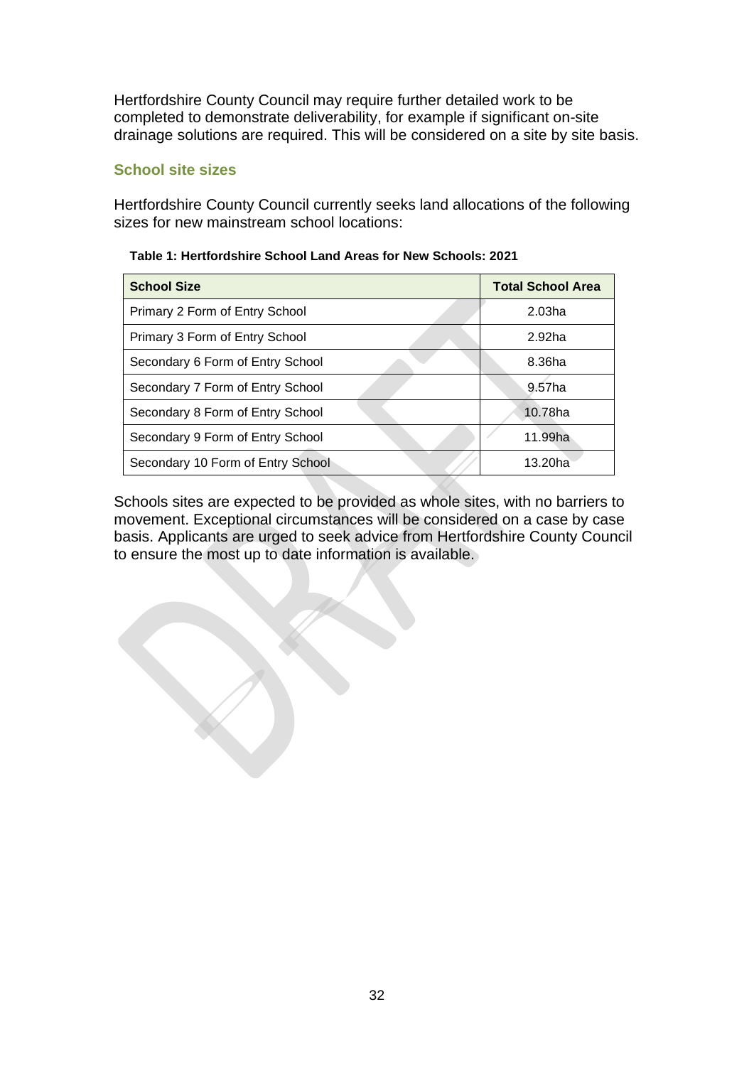Hertfordshire County Council may require further detailed work to be completed to demonstrate deliverability, for example if significant on-site drainage solutions are required. This will be considered on a site by site basis.

### School site sizes

Hertfordshire County Council currently seeks land allocations of the following sizes for new mainstream school locations:

**Table 1: Hertfordshire School Land Areas for New Schools: 2021**

| School Size | Total School Area |
|---|---|
| Primary 2 Form of Entry School | 2.03ha |
| Primary 3 Form of Entry School | 2.92ha |
| Secondary 6 Form of Entry School | 8.36ha |
| Secondary 7 Form of Entry School | 9.57ha |
| Secondary 8 Form of Entry School | 10.78ha |
| Secondary 9 Form of Entry School | 11.99ha |
| Secondary 10 Form of Entry School | 13.20ha |

Schools sites are expected to be provided as whole sites, with no barriers to movement. Exceptional circumstances will be considered on a case by case basis. Applicants are urged to seek advice from Hertfordshire County Council to ensure the most up to date information is available.